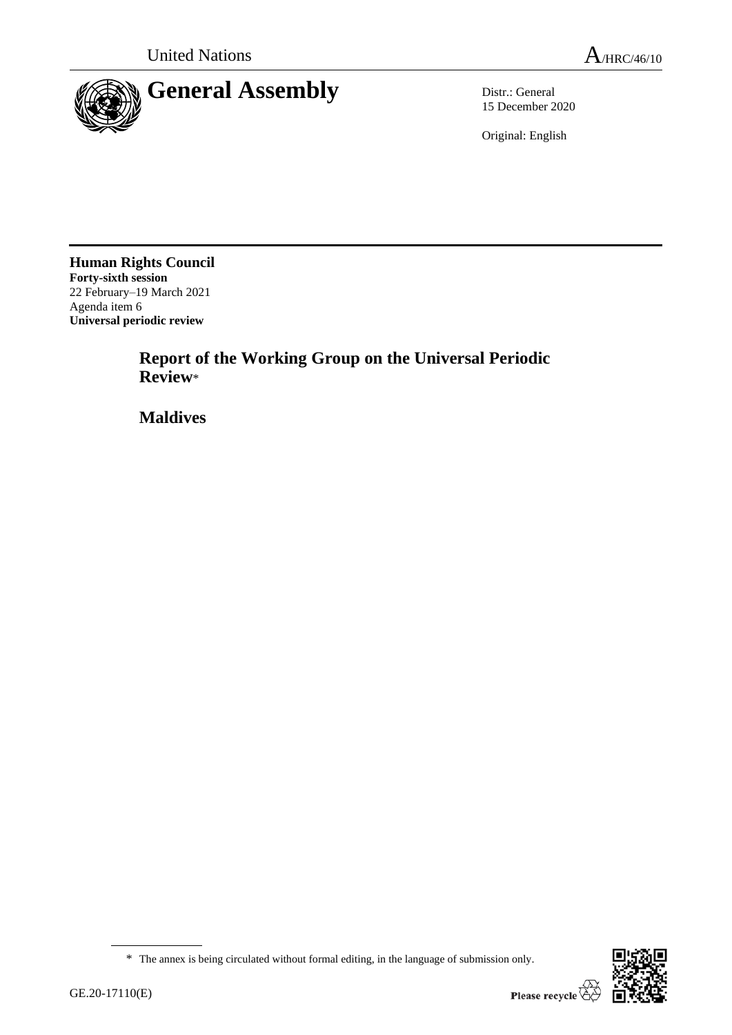United Nations

A/HRC/46/10

# General Assembly

Distr.: General
15 December 2020

Original: English

**Human Rights Council**
**Forty-sixth session**
22 February–19 March 2021
Agenda item 6
**Universal periodic review**

## Report of the Working Group on the Universal Periodic Review*

## Maldives

\* The annex is being circulated without formal editing, in the language of submission only.

GE.20-17110(E)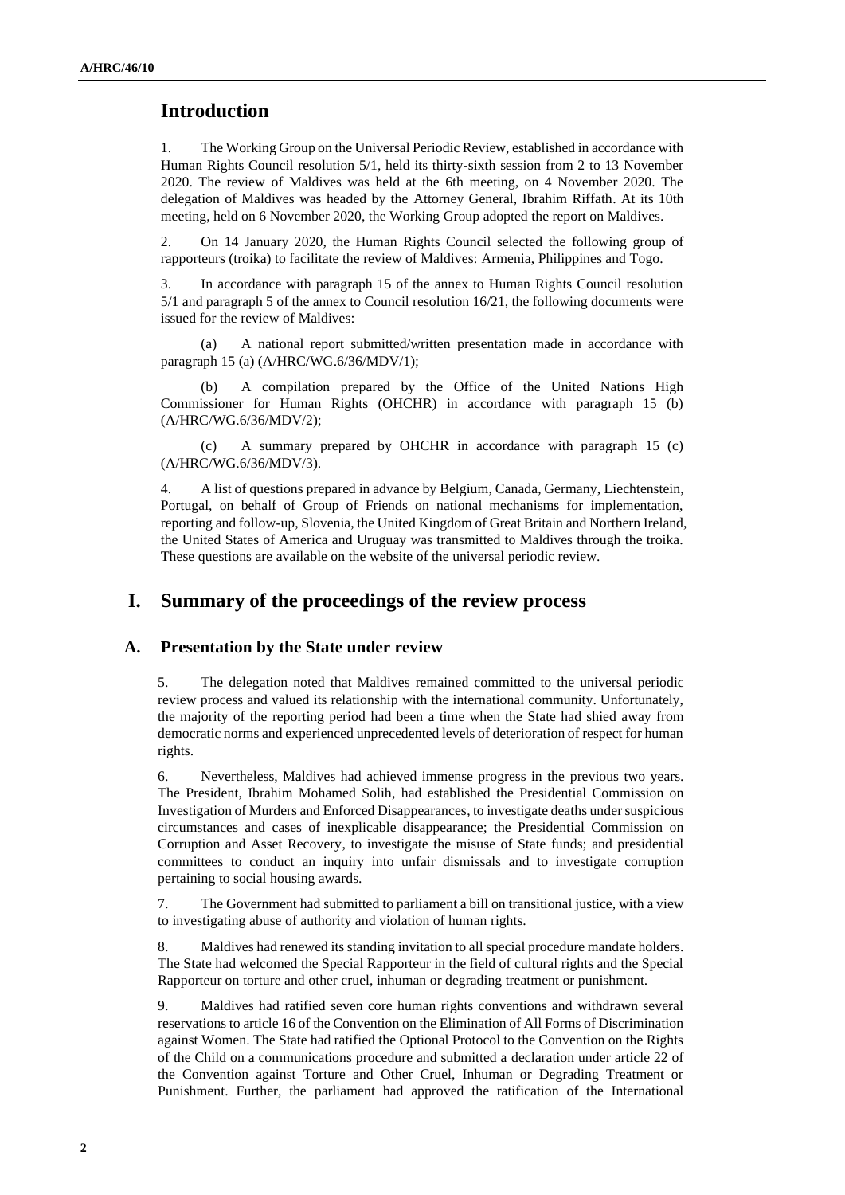## Introduction

1. The Working Group on the Universal Periodic Review, established in accordance with Human Rights Council resolution 5/1, held its thirty-sixth session from 2 to 13 November 2020. The review of Maldives was held at the 6th meeting, on 4 November 2020. The delegation of Maldives was headed by the Attorney General, Ibrahim Riffath. At its 10th meeting, held on 6 November 2020, the Working Group adopted the report on Maldives.

2. On 14 January 2020, the Human Rights Council selected the following group of rapporteurs (troika) to facilitate the review of Maldives: Armenia, Philippines and Togo.

3. In accordance with paragraph 15 of the annex to Human Rights Council resolution 5/1 and paragraph 5 of the annex to Council resolution 16/21, the following documents were issued for the review of Maldives:

(a) A national report submitted/written presentation made in accordance with paragraph 15 (a) (A/HRC/WG.6/36/MDV/1);

(b) A compilation prepared by the Office of the United Nations High Commissioner for Human Rights (OHCHR) in accordance with paragraph 15 (b) (A/HRC/WG.6/36/MDV/2);

(c) A summary prepared by OHCHR in accordance with paragraph 15 (c) (A/HRC/WG.6/36/MDV/3).

4. A list of questions prepared in advance by Belgium, Canada, Germany, Liechtenstein, Portugal, on behalf of Group of Friends on national mechanisms for implementation, reporting and follow-up, Slovenia, the United Kingdom of Great Britain and Northern Ireland, the United States of America and Uruguay was transmitted to Maldives through the troika. These questions are available on the website of the universal periodic review.

# I. Summary of the proceedings of the review process

## A. Presentation by the State under review

5. The delegation noted that Maldives remained committed to the universal periodic review process and valued its relationship with the international community. Unfortunately, the majority of the reporting period had been a time when the State had shied away from democratic norms and experienced unprecedented levels of deterioration of respect for human rights.

6. Nevertheless, Maldives had achieved immense progress in the previous two years. The President, Ibrahim Mohamed Solih, had established the Presidential Commission on Investigation of Murders and Enforced Disappearances, to investigate deaths under suspicious circumstances and cases of inexplicable disappearance; the Presidential Commission on Corruption and Asset Recovery, to investigate the misuse of State funds; and presidential committees to conduct an inquiry into unfair dismissals and to investigate corruption pertaining to social housing awards.

7. The Government had submitted to parliament a bill on transitional justice, with a view to investigating abuse of authority and violation of human rights.

8. Maldives had renewed its standing invitation to all special procedure mandate holders. The State had welcomed the Special Rapporteur in the field of cultural rights and the Special Rapporteur on torture and other cruel, inhuman or degrading treatment or punishment.

9. Maldives had ratified seven core human rights conventions and withdrawn several reservations to article 16 of the Convention on the Elimination of All Forms of Discrimination against Women. The State had ratified the Optional Protocol to the Convention on the Rights of the Child on a communications procedure and submitted a declaration under article 22 of the Convention against Torture and Other Cruel, Inhuman or Degrading Treatment or Punishment. Further, the parliament had approved the ratification of the International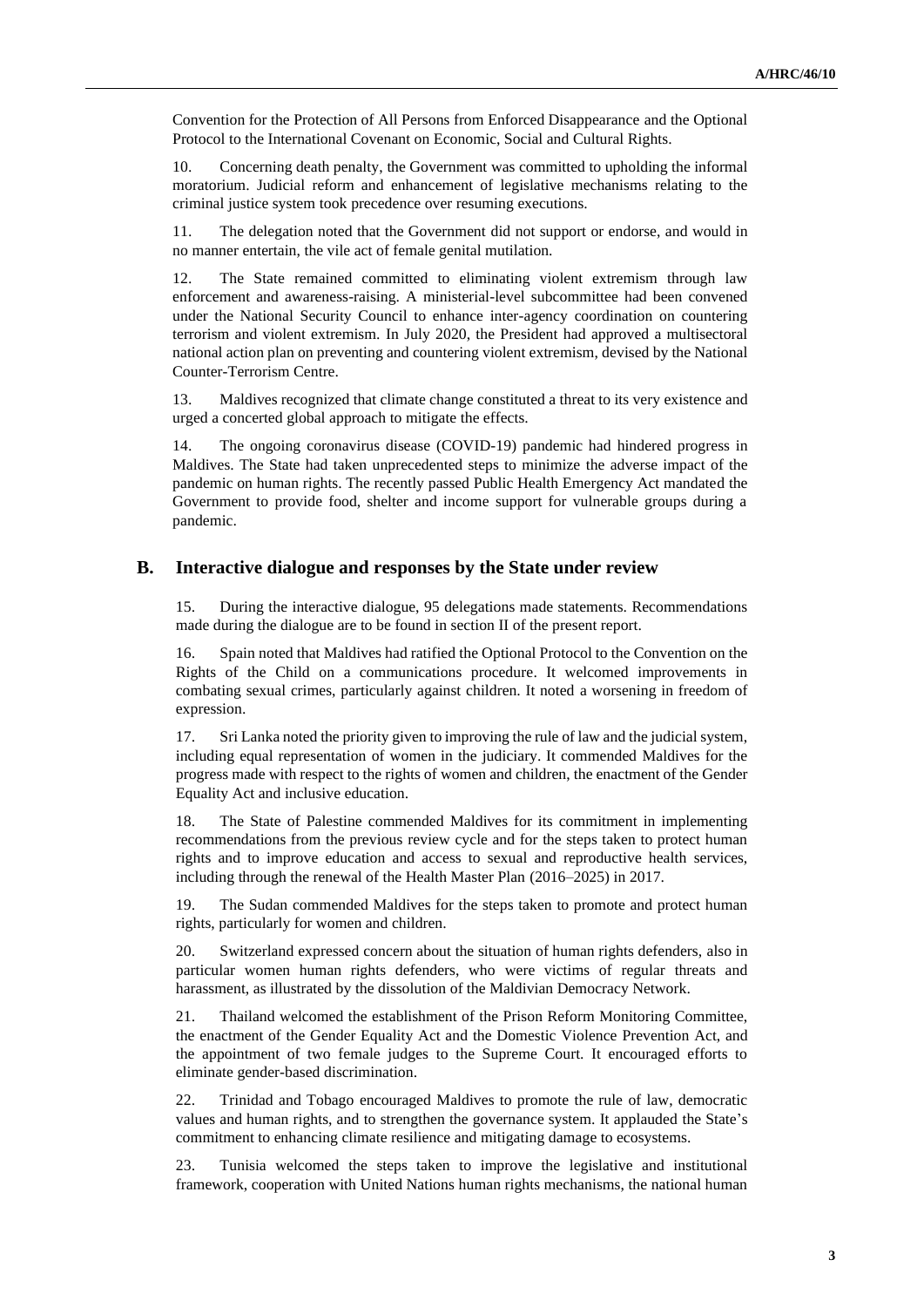Convention for the Protection of All Persons from Enforced Disappearance and the Optional Protocol to the International Covenant on Economic, Social and Cultural Rights.

10. Concerning death penalty, the Government was committed to upholding the informal moratorium. Judicial reform and enhancement of legislative mechanisms relating to the criminal justice system took precedence over resuming executions.

11. The delegation noted that the Government did not support or endorse, and would in no manner entertain, the vile act of female genital mutilation.

12. The State remained committed to eliminating violent extremism through law enforcement and awareness-raising. A ministerial-level subcommittee had been convened under the National Security Council to enhance inter-agency coordination on countering terrorism and violent extremism. In July 2020, the President had approved a multisectoral national action plan on preventing and countering violent extremism, devised by the National Counter-Terrorism Centre.

13. Maldives recognized that climate change constituted a threat to its very existence and urged a concerted global approach to mitigate the effects.

14. The ongoing coronavirus disease (COVID-19) pandemic had hindered progress in Maldives. The State had taken unprecedented steps to minimize the adverse impact of the pandemic on human rights. The recently passed Public Health Emergency Act mandated the Government to provide food, shelter and income support for vulnerable groups during a pandemic.

## B. Interactive dialogue and responses by the State under review

15. During the interactive dialogue, 95 delegations made statements. Recommendations made during the dialogue are to be found in section II of the present report.

16. Spain noted that Maldives had ratified the Optional Protocol to the Convention on the Rights of the Child on a communications procedure. It welcomed improvements in combating sexual crimes, particularly against children. It noted a worsening in freedom of expression.

17. Sri Lanka noted the priority given to improving the rule of law and the judicial system, including equal representation of women in the judiciary. It commended Maldives for the progress made with respect to the rights of women and children, the enactment of the Gender Equality Act and inclusive education.

18. The State of Palestine commended Maldives for its commitment in implementing recommendations from the previous review cycle and for the steps taken to protect human rights and to improve education and access to sexual and reproductive health services, including through the renewal of the Health Master Plan (2016–2025) in 2017.

19. The Sudan commended Maldives for the steps taken to promote and protect human rights, particularly for women and children.

20. Switzerland expressed concern about the situation of human rights defenders, also in particular women human rights defenders, who were victims of regular threats and harassment, as illustrated by the dissolution of the Maldivian Democracy Network.

21. Thailand welcomed the establishment of the Prison Reform Monitoring Committee, the enactment of the Gender Equality Act and the Domestic Violence Prevention Act, and the appointment of two female judges to the Supreme Court. It encouraged efforts to eliminate gender-based discrimination.

22. Trinidad and Tobago encouraged Maldives to promote the rule of law, democratic values and human rights, and to strengthen the governance system. It applauded the State's commitment to enhancing climate resilience and mitigating damage to ecosystems.

23. Tunisia welcomed the steps taken to improve the legislative and institutional framework, cooperation with United Nations human rights mechanisms, the national human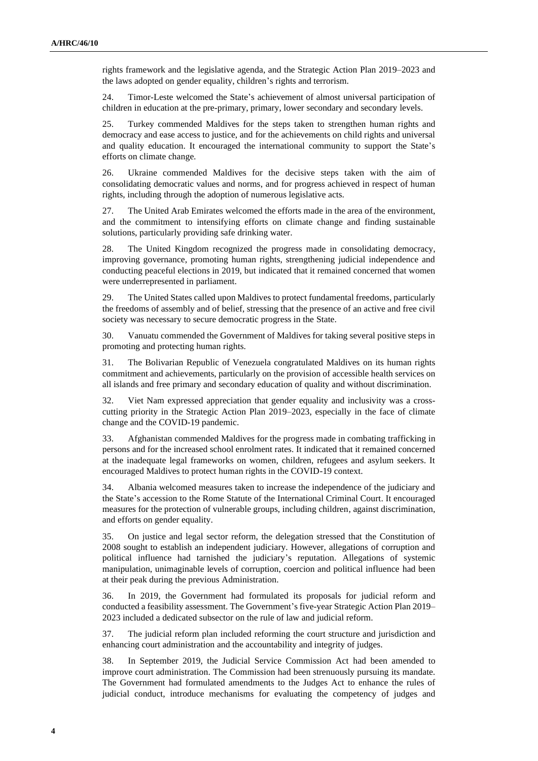rights framework and the legislative agenda, and the Strategic Action Plan 2019–2023 and the laws adopted on gender equality, children's rights and terrorism.

24. Timor-Leste welcomed the State's achievement of almost universal participation of children in education at the pre-primary, primary, lower secondary and secondary levels.

25. Turkey commended Maldives for the steps taken to strengthen human rights and democracy and ease access to justice, and for the achievements on child rights and universal and quality education. It encouraged the international community to support the State's efforts on climate change.

26. Ukraine commended Maldives for the decisive steps taken with the aim of consolidating democratic values and norms, and for progress achieved in respect of human rights, including through the adoption of numerous legislative acts.

27. The United Arab Emirates welcomed the efforts made in the area of the environment, and the commitment to intensifying efforts on climate change and finding sustainable solutions, particularly providing safe drinking water.

28. The United Kingdom recognized the progress made in consolidating democracy, improving governance, promoting human rights, strengthening judicial independence and conducting peaceful elections in 2019, but indicated that it remained concerned that women were underrepresented in parliament.

29. The United States called upon Maldives to protect fundamental freedoms, particularly the freedoms of assembly and of belief, stressing that the presence of an active and free civil society was necessary to secure democratic progress in the State.

30. Vanuatu commended the Government of Maldives for taking several positive steps in promoting and protecting human rights.

31. The Bolivarian Republic of Venezuela congratulated Maldives on its human rights commitment and achievements, particularly on the provision of accessible health services on all islands and free primary and secondary education of quality and without discrimination.

32. Viet Nam expressed appreciation that gender equality and inclusivity was a cross-cutting priority in the Strategic Action Plan 2019–2023, especially in the face of climate change and the COVID-19 pandemic.

33. Afghanistan commended Maldives for the progress made in combating trafficking in persons and for the increased school enrolment rates. It indicated that it remained concerned at the inadequate legal frameworks on women, children, refugees and asylum seekers. It encouraged Maldives to protect human rights in the COVID-19 context.

34. Albania welcomed measures taken to increase the independence of the judiciary and the State's accession to the Rome Statute of the International Criminal Court. It encouraged measures for the protection of vulnerable groups, including children, against discrimination, and efforts on gender equality.

35. On justice and legal sector reform, the delegation stressed that the Constitution of 2008 sought to establish an independent judiciary. However, allegations of corruption and political influence had tarnished the judiciary's reputation. Allegations of systemic manipulation, unimaginable levels of corruption, coercion and political influence had been at their peak during the previous Administration.

36. In 2019, the Government had formulated its proposals for judicial reform and conducted a feasibility assessment. The Government's five-year Strategic Action Plan 2019–2023 included a dedicated subsector on the rule of law and judicial reform.

37. The judicial reform plan included reforming the court structure and jurisdiction and enhancing court administration and the accountability and integrity of judges.

38. In September 2019, the Judicial Service Commission Act had been amended to improve court administration. The Commission had been strenuously pursuing its mandate. The Government had formulated amendments to the Judges Act to enhance the rules of judicial conduct, introduce mechanisms for evaluating the competency of judges and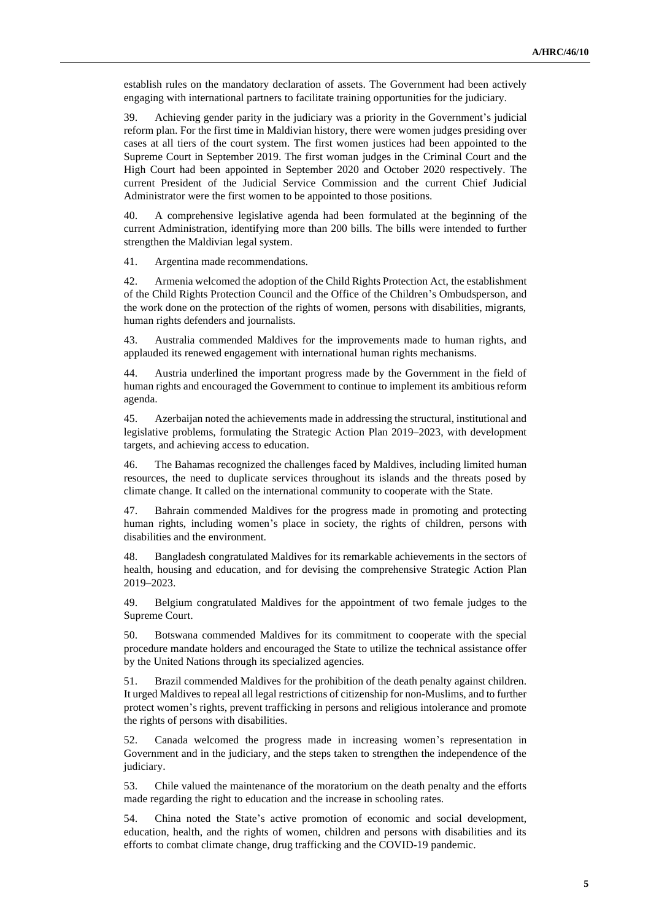establish rules on the mandatory declaration of assets. The Government had been actively engaging with international partners to facilitate training opportunities for the judiciary.

39. Achieving gender parity in the judiciary was a priority in the Government's judicial reform plan. For the first time in Maldivian history, there were women judges presiding over cases at all tiers of the court system. The first women justices had been appointed to the Supreme Court in September 2019. The first woman judges in the Criminal Court and the High Court had been appointed in September 2020 and October 2020 respectively. The current President of the Judicial Service Commission and the current Chief Judicial Administrator were the first women to be appointed to those positions.

40. A comprehensive legislative agenda had been formulated at the beginning of the current Administration, identifying more than 200 bills. The bills were intended to further strengthen the Maldivian legal system.

41. Argentina made recommendations.

42. Armenia welcomed the adoption of the Child Rights Protection Act, the establishment of the Child Rights Protection Council and the Office of the Children's Ombudsperson, and the work done on the protection of the rights of women, persons with disabilities, migrants, human rights defenders and journalists.

43. Australia commended Maldives for the improvements made to human rights, and applauded its renewed engagement with international human rights mechanisms.

44. Austria underlined the important progress made by the Government in the field of human rights and encouraged the Government to continue to implement its ambitious reform agenda.

45. Azerbaijan noted the achievements made in addressing the structural, institutional and legislative problems, formulating the Strategic Action Plan 2019–2023, with development targets, and achieving access to education.

46. The Bahamas recognized the challenges faced by Maldives, including limited human resources, the need to duplicate services throughout its islands and the threats posed by climate change. It called on the international community to cooperate with the State.

47. Bahrain commended Maldives for the progress made in promoting and protecting human rights, including women's place in society, the rights of children, persons with disabilities and the environment.

48. Bangladesh congratulated Maldives for its remarkable achievements in the sectors of health, housing and education, and for devising the comprehensive Strategic Action Plan 2019–2023.

49. Belgium congratulated Maldives for the appointment of two female judges to the Supreme Court.

50. Botswana commended Maldives for its commitment to cooperate with the special procedure mandate holders and encouraged the State to utilize the technical assistance offer by the United Nations through its specialized agencies.

51. Brazil commended Maldives for the prohibition of the death penalty against children. It urged Maldives to repeal all legal restrictions of citizenship for non-Muslims, and to further protect women's rights, prevent trafficking in persons and religious intolerance and promote the rights of persons with disabilities.

52. Canada welcomed the progress made in increasing women's representation in Government and in the judiciary, and the steps taken to strengthen the independence of the judiciary.

53. Chile valued the maintenance of the moratorium on the death penalty and the efforts made regarding the right to education and the increase in schooling rates.

54. China noted the State's active promotion of economic and social development, education, health, and the rights of women, children and persons with disabilities and its efforts to combat climate change, drug trafficking and the COVID-19 pandemic.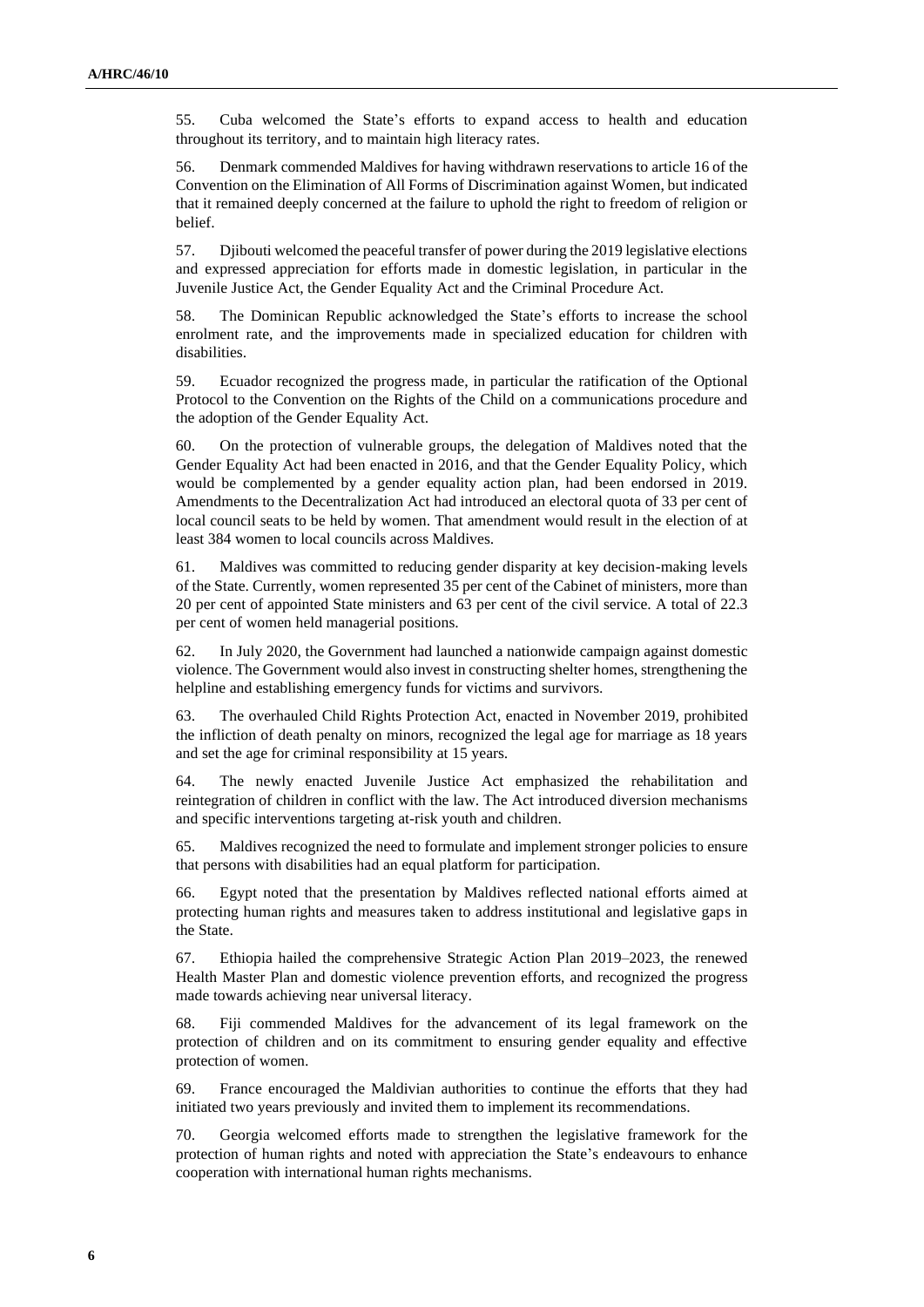55. Cuba welcomed the State's efforts to expand access to health and education throughout its territory, and to maintain high literacy rates.

56. Denmark commended Maldives for having withdrawn reservations to article 16 of the Convention on the Elimination of All Forms of Discrimination against Women, but indicated that it remained deeply concerned at the failure to uphold the right to freedom of religion or belief.

57. Djibouti welcomed the peaceful transfer of power during the 2019 legislative elections and expressed appreciation for efforts made in domestic legislation, in particular in the Juvenile Justice Act, the Gender Equality Act and the Criminal Procedure Act.

58. The Dominican Republic acknowledged the State's efforts to increase the school enrolment rate, and the improvements made in specialized education for children with disabilities.

59. Ecuador recognized the progress made, in particular the ratification of the Optional Protocol to the Convention on the Rights of the Child on a communications procedure and the adoption of the Gender Equality Act.

60. On the protection of vulnerable groups, the delegation of Maldives noted that the Gender Equality Act had been enacted in 2016, and that the Gender Equality Policy, which would be complemented by a gender equality action plan, had been endorsed in 2019. Amendments to the Decentralization Act had introduced an electoral quota of 33 per cent of local council seats to be held by women. That amendment would result in the election of at least 384 women to local councils across Maldives.

61. Maldives was committed to reducing gender disparity at key decision-making levels of the State. Currently, women represented 35 per cent of the Cabinet of ministers, more than 20 per cent of appointed State ministers and 63 per cent of the civil service. A total of 22.3 per cent of women held managerial positions.

62. In July 2020, the Government had launched a nationwide campaign against domestic violence. The Government would also invest in constructing shelter homes, strengthening the helpline and establishing emergency funds for victims and survivors.

63. The overhauled Child Rights Protection Act, enacted in November 2019, prohibited the infliction of death penalty on minors, recognized the legal age for marriage as 18 years and set the age for criminal responsibility at 15 years.

64. The newly enacted Juvenile Justice Act emphasized the rehabilitation and reintegration of children in conflict with the law. The Act introduced diversion mechanisms and specific interventions targeting at-risk youth and children.

65. Maldives recognized the need to formulate and implement stronger policies to ensure that persons with disabilities had an equal platform for participation.

66. Egypt noted that the presentation by Maldives reflected national efforts aimed at protecting human rights and measures taken to address institutional and legislative gaps in the State.

67. Ethiopia hailed the comprehensive Strategic Action Plan 2019–2023, the renewed Health Master Plan and domestic violence prevention efforts, and recognized the progress made towards achieving near universal literacy.

68. Fiji commended Maldives for the advancement of its legal framework on the protection of children and on its commitment to ensuring gender equality and effective protection of women.

69. France encouraged the Maldivian authorities to continue the efforts that they had initiated two years previously and invited them to implement its recommendations.

70. Georgia welcomed efforts made to strengthen the legislative framework for the protection of human rights and noted with appreciation the State's endeavours to enhance cooperation with international human rights mechanisms.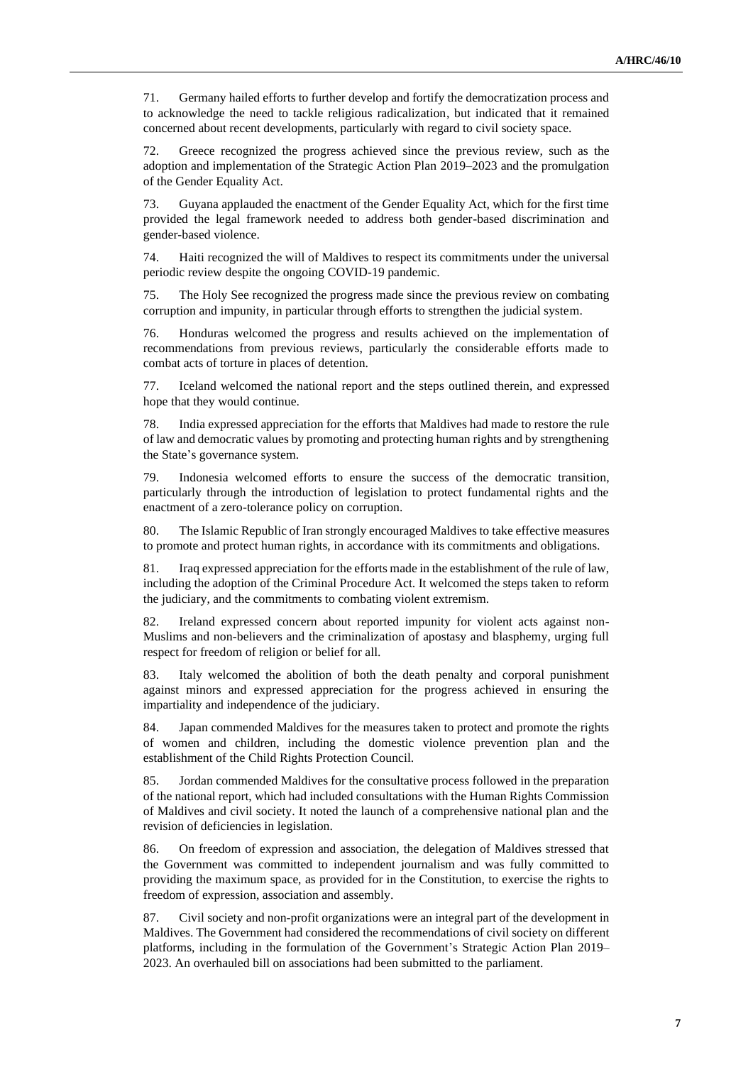71. Germany hailed efforts to further develop and fortify the democratization process and to acknowledge the need to tackle religious radicalization, but indicated that it remained concerned about recent developments, particularly with regard to civil society space.

72. Greece recognized the progress achieved since the previous review, such as the adoption and implementation of the Strategic Action Plan 2019–2023 and the promulgation of the Gender Equality Act.

73. Guyana applauded the enactment of the Gender Equality Act, which for the first time provided the legal framework needed to address both gender-based discrimination and gender-based violence.

74. Haiti recognized the will of Maldives to respect its commitments under the universal periodic review despite the ongoing COVID-19 pandemic.

75. The Holy See recognized the progress made since the previous review on combating corruption and impunity, in particular through efforts to strengthen the judicial system.

76. Honduras welcomed the progress and results achieved on the implementation of recommendations from previous reviews, particularly the considerable efforts made to combat acts of torture in places of detention.

77. Iceland welcomed the national report and the steps outlined therein, and expressed hope that they would continue.

78. India expressed appreciation for the efforts that Maldives had made to restore the rule of law and democratic values by promoting and protecting human rights and by strengthening the State's governance system.

79. Indonesia welcomed efforts to ensure the success of the democratic transition, particularly through the introduction of legislation to protect fundamental rights and the enactment of a zero-tolerance policy on corruption.

80. The Islamic Republic of Iran strongly encouraged Maldives to take effective measures to promote and protect human rights, in accordance with its commitments and obligations.

81. Iraq expressed appreciation for the efforts made in the establishment of the rule of law, including the adoption of the Criminal Procedure Act. It welcomed the steps taken to reform the judiciary, and the commitments to combating violent extremism.

82. Ireland expressed concern about reported impunity for violent acts against non-Muslims and non-believers and the criminalization of apostasy and blasphemy, urging full respect for freedom of religion or belief for all.

83. Italy welcomed the abolition of both the death penalty and corporal punishment against minors and expressed appreciation for the progress achieved in ensuring the impartiality and independence of the judiciary.

84. Japan commended Maldives for the measures taken to protect and promote the rights of women and children, including the domestic violence prevention plan and the establishment of the Child Rights Protection Council.

85. Jordan commended Maldives for the consultative process followed in the preparation of the national report, which had included consultations with the Human Rights Commission of Maldives and civil society. It noted the launch of a comprehensive national plan and the revision of deficiencies in legislation.

86. On freedom of expression and association, the delegation of Maldives stressed that the Government was committed to independent journalism and was fully committed to providing the maximum space, as provided for in the Constitution, to exercise the rights to freedom of expression, association and assembly.

87. Civil society and non-profit organizations were an integral part of the development in Maldives. The Government had considered the recommendations of civil society on different platforms, including in the formulation of the Government's Strategic Action Plan 2019–2023. An overhauled bill on associations had been submitted to the parliament.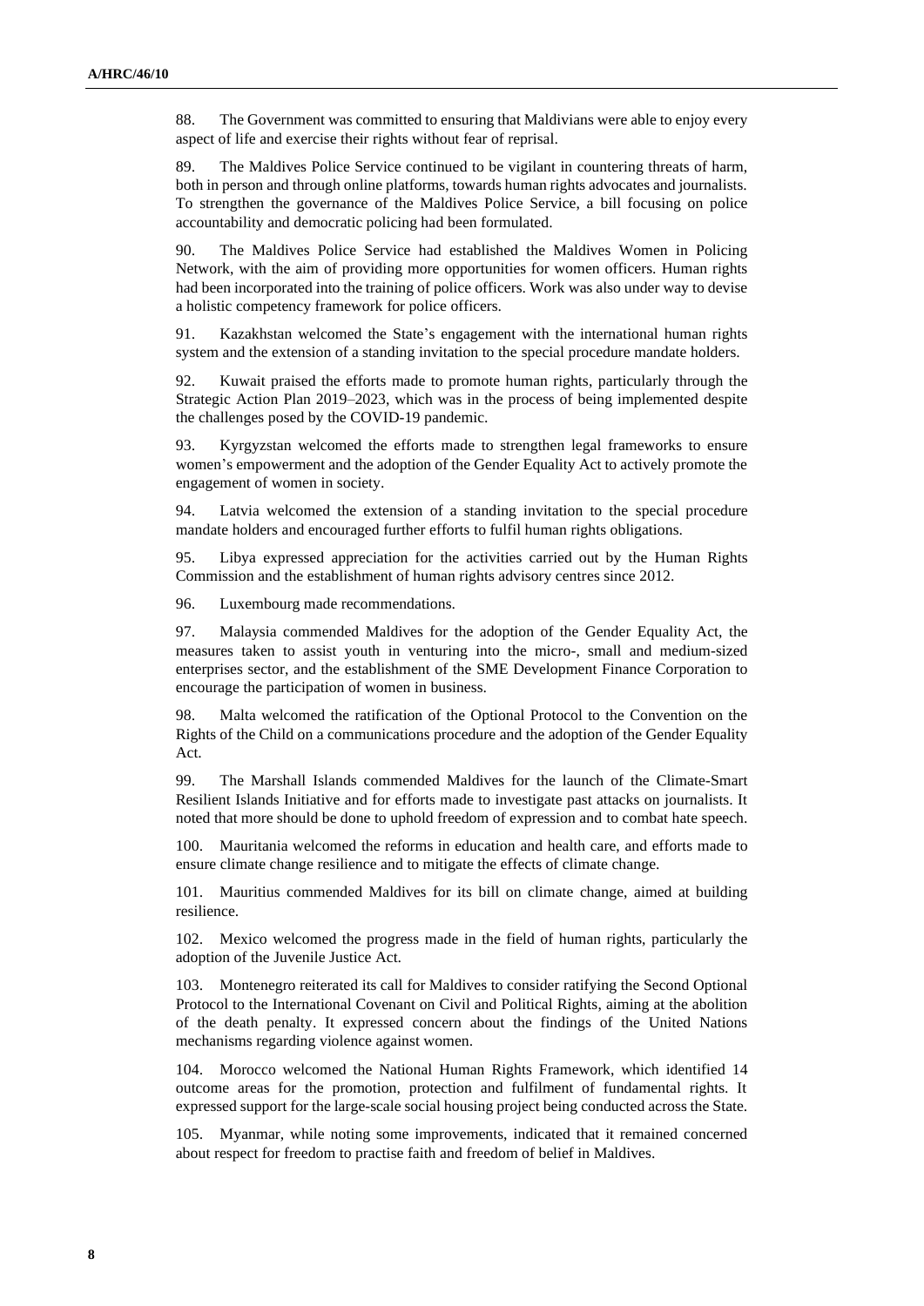88. The Government was committed to ensuring that Maldivians were able to enjoy every aspect of life and exercise their rights without fear of reprisal.

89. The Maldives Police Service continued to be vigilant in countering threats of harm, both in person and through online platforms, towards human rights advocates and journalists. To strengthen the governance of the Maldives Police Service, a bill focusing on police accountability and democratic policing had been formulated.

90. The Maldives Police Service had established the Maldives Women in Policing Network, with the aim of providing more opportunities for women officers. Human rights had been incorporated into the training of police officers. Work was also under way to devise a holistic competency framework for police officers.

91. Kazakhstan welcomed the State's engagement with the international human rights system and the extension of a standing invitation to the special procedure mandate holders.

92. Kuwait praised the efforts made to promote human rights, particularly through the Strategic Action Plan 2019–2023, which was in the process of being implemented despite the challenges posed by the COVID-19 pandemic.

93. Kyrgyzstan welcomed the efforts made to strengthen legal frameworks to ensure women's empowerment and the adoption of the Gender Equality Act to actively promote the engagement of women in society.

94. Latvia welcomed the extension of a standing invitation to the special procedure mandate holders and encouraged further efforts to fulfil human rights obligations.

95. Libya expressed appreciation for the activities carried out by the Human Rights Commission and the establishment of human rights advisory centres since 2012.

96. Luxembourg made recommendations.

97. Malaysia commended Maldives for the adoption of the Gender Equality Act, the measures taken to assist youth in venturing into the micro-, small and medium-sized enterprises sector, and the establishment of the SME Development Finance Corporation to encourage the participation of women in business.

98. Malta welcomed the ratification of the Optional Protocol to the Convention on the Rights of the Child on a communications procedure and the adoption of the Gender Equality Act.

99. The Marshall Islands commended Maldives for the launch of the Climate-Smart Resilient Islands Initiative and for efforts made to investigate past attacks on journalists. It noted that more should be done to uphold freedom of expression and to combat hate speech.

100. Mauritania welcomed the reforms in education and health care, and efforts made to ensure climate change resilience and to mitigate the effects of climate change.

101. Mauritius commended Maldives for its bill on climate change, aimed at building resilience.

102. Mexico welcomed the progress made in the field of human rights, particularly the adoption of the Juvenile Justice Act.

103. Montenegro reiterated its call for Maldives to consider ratifying the Second Optional Protocol to the International Covenant on Civil and Political Rights, aiming at the abolition of the death penalty. It expressed concern about the findings of the United Nations mechanisms regarding violence against women.

104. Morocco welcomed the National Human Rights Framework, which identified 14 outcome areas for the promotion, protection and fulfilment of fundamental rights. It expressed support for the large-scale social housing project being conducted across the State.

105. Myanmar, while noting some improvements, indicated that it remained concerned about respect for freedom to practise faith and freedom of belief in Maldives.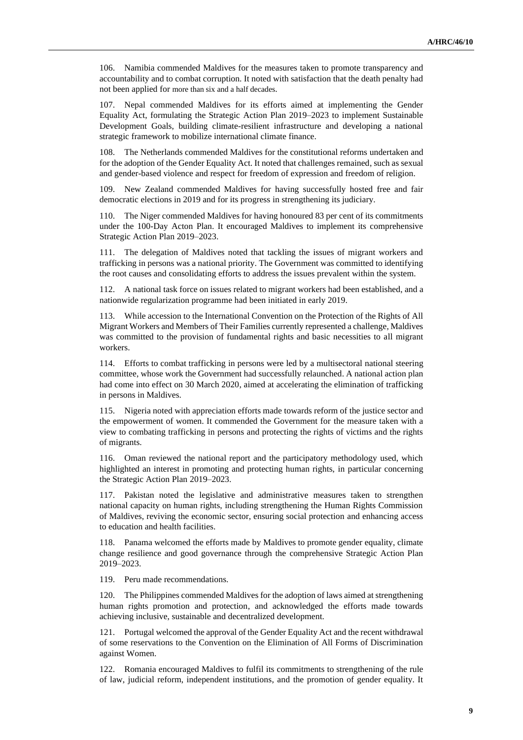106. Namibia commended Maldives for the measures taken to promote transparency and accountability and to combat corruption. It noted with satisfaction that the death penalty had not been applied for more than six and a half decades.

107. Nepal commended Maldives for its efforts aimed at implementing the Gender Equality Act, formulating the Strategic Action Plan 2019–2023 to implement Sustainable Development Goals, building climate-resilient infrastructure and developing a national strategic framework to mobilize international climate finance.

108. The Netherlands commended Maldives for the constitutional reforms undertaken and for the adoption of the Gender Equality Act. It noted that challenges remained, such as sexual and gender-based violence and respect for freedom of expression and freedom of religion.

109. New Zealand commended Maldives for having successfully hosted free and fair democratic elections in 2019 and for its progress in strengthening its judiciary.

110. The Niger commended Maldives for having honoured 83 per cent of its commitments under the 100-Day Acton Plan. It encouraged Maldives to implement its comprehensive Strategic Action Plan 2019–2023.

111. The delegation of Maldives noted that tackling the issues of migrant workers and trafficking in persons was a national priority. The Government was committed to identifying the root causes and consolidating efforts to address the issues prevalent within the system.

112. A national task force on issues related to migrant workers had been established, and a nationwide regularization programme had been initiated in early 2019.

113. While accession to the International Convention on the Protection of the Rights of All Migrant Workers and Members of Their Families currently represented a challenge, Maldives was committed to the provision of fundamental rights and basic necessities to all migrant workers.

114. Efforts to combat trafficking in persons were led by a multisectoral national steering committee, whose work the Government had successfully relaunched. A national action plan had come into effect on 30 March 2020, aimed at accelerating the elimination of trafficking in persons in Maldives.

115. Nigeria noted with appreciation efforts made towards reform of the justice sector and the empowerment of women. It commended the Government for the measure taken with a view to combating trafficking in persons and protecting the rights of victims and the rights of migrants.

116. Oman reviewed the national report and the participatory methodology used, which highlighted an interest in promoting and protecting human rights, in particular concerning the Strategic Action Plan 2019–2023.

117. Pakistan noted the legislative and administrative measures taken to strengthen national capacity on human rights, including strengthening the Human Rights Commission of Maldives, reviving the economic sector, ensuring social protection and enhancing access to education and health facilities.

118. Panama welcomed the efforts made by Maldives to promote gender equality, climate change resilience and good governance through the comprehensive Strategic Action Plan 2019–2023.

119. Peru made recommendations.

120. The Philippines commended Maldives for the adoption of laws aimed at strengthening human rights promotion and protection, and acknowledged the efforts made towards achieving inclusive, sustainable and decentralized development.

121. Portugal welcomed the approval of the Gender Equality Act and the recent withdrawal of some reservations to the Convention on the Elimination of All Forms of Discrimination against Women.

122. Romania encouraged Maldives to fulfil its commitments to strengthening of the rule of law, judicial reform, independent institutions, and the promotion of gender equality. It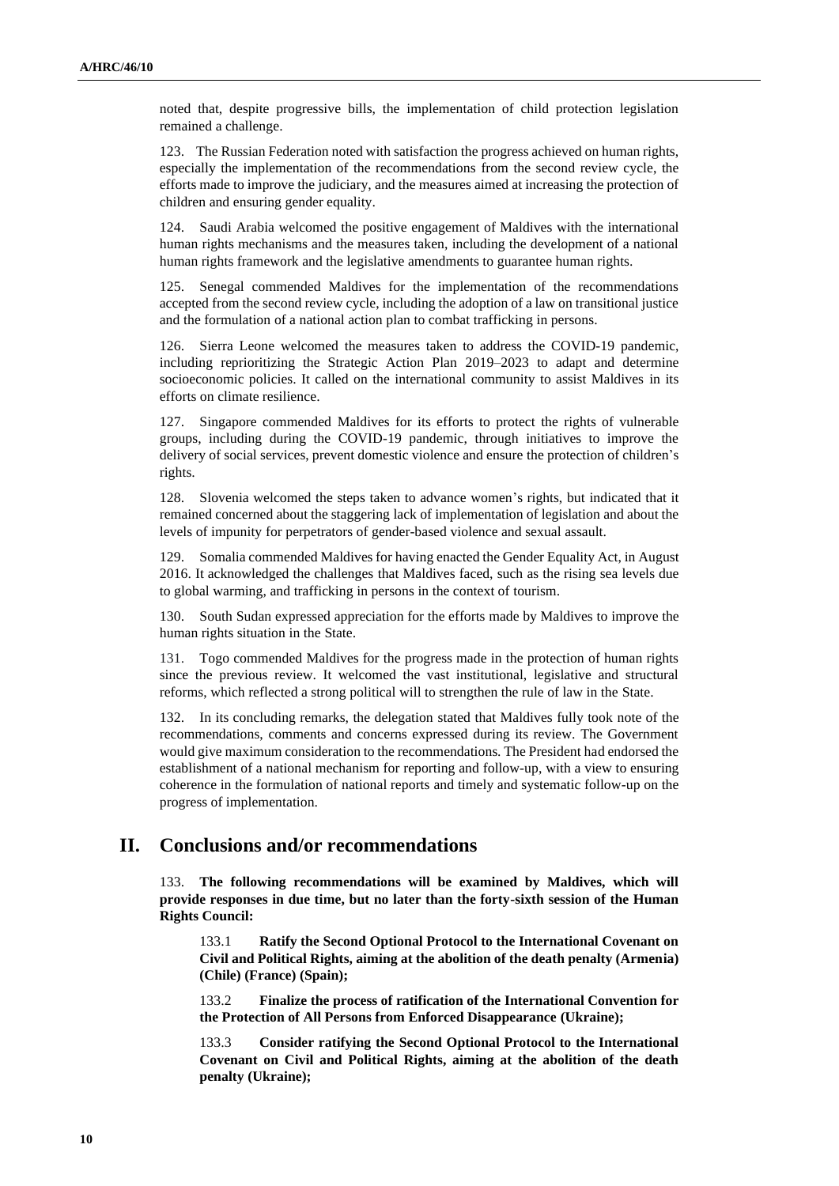noted that, despite progressive bills, the implementation of child protection legislation remained a challenge.

123. The Russian Federation noted with satisfaction the progress achieved on human rights, especially the implementation of the recommendations from the second review cycle, the efforts made to improve the judiciary, and the measures aimed at increasing the protection of children and ensuring gender equality.

124. Saudi Arabia welcomed the positive engagement of Maldives with the international human rights mechanisms and the measures taken, including the development of a national human rights framework and the legislative amendments to guarantee human rights.

125. Senegal commended Maldives for the implementation of the recommendations accepted from the second review cycle, including the adoption of a law on transitional justice and the formulation of a national action plan to combat trafficking in persons.

126. Sierra Leone welcomed the measures taken to address the COVID-19 pandemic, including reprioritizing the Strategic Action Plan 2019–2023 to adapt and determine socioeconomic policies. It called on the international community to assist Maldives in its efforts on climate resilience.

127. Singapore commended Maldives for its efforts to protect the rights of vulnerable groups, including during the COVID-19 pandemic, through initiatives to improve the delivery of social services, prevent domestic violence and ensure the protection of children's rights.

128. Slovenia welcomed the steps taken to advance women's rights, but indicated that it remained concerned about the staggering lack of implementation of legislation and about the levels of impunity for perpetrators of gender-based violence and sexual assault.

129. Somalia commended Maldives for having enacted the Gender Equality Act, in August 2016. It acknowledged the challenges that Maldives faced, such as the rising sea levels due to global warming, and trafficking in persons in the context of tourism.

130. South Sudan expressed appreciation for the efforts made by Maldives to improve the human rights situation in the State.

131. Togo commended Maldives for the progress made in the protection of human rights since the previous review. It welcomed the vast institutional, legislative and structural reforms, which reflected a strong political will to strengthen the rule of law in the State.

132. In its concluding remarks, the delegation stated that Maldives fully took note of the recommendations, comments and concerns expressed during its review. The Government would give maximum consideration to the recommendations. The President had endorsed the establishment of a national mechanism for reporting and follow-up, with a view to ensuring coherence in the formulation of national reports and timely and systematic follow-up on the progress of implementation.

## II. Conclusions and/or recommendations

133. **The following recommendations will be examined by Maldives, which will provide responses in due time, but no later than the forty-sixth session of the Human Rights Council:**

133.1 **Ratify the Second Optional Protocol to the International Covenant on Civil and Political Rights, aiming at the abolition of the death penalty (Armenia) (Chile) (France) (Spain);**

133.2 **Finalize the process of ratification of the International Convention for the Protection of All Persons from Enforced Disappearance (Ukraine);**

133.3 **Consider ratifying the Second Optional Protocol to the International Covenant on Civil and Political Rights, aiming at the abolition of the death penalty (Ukraine);**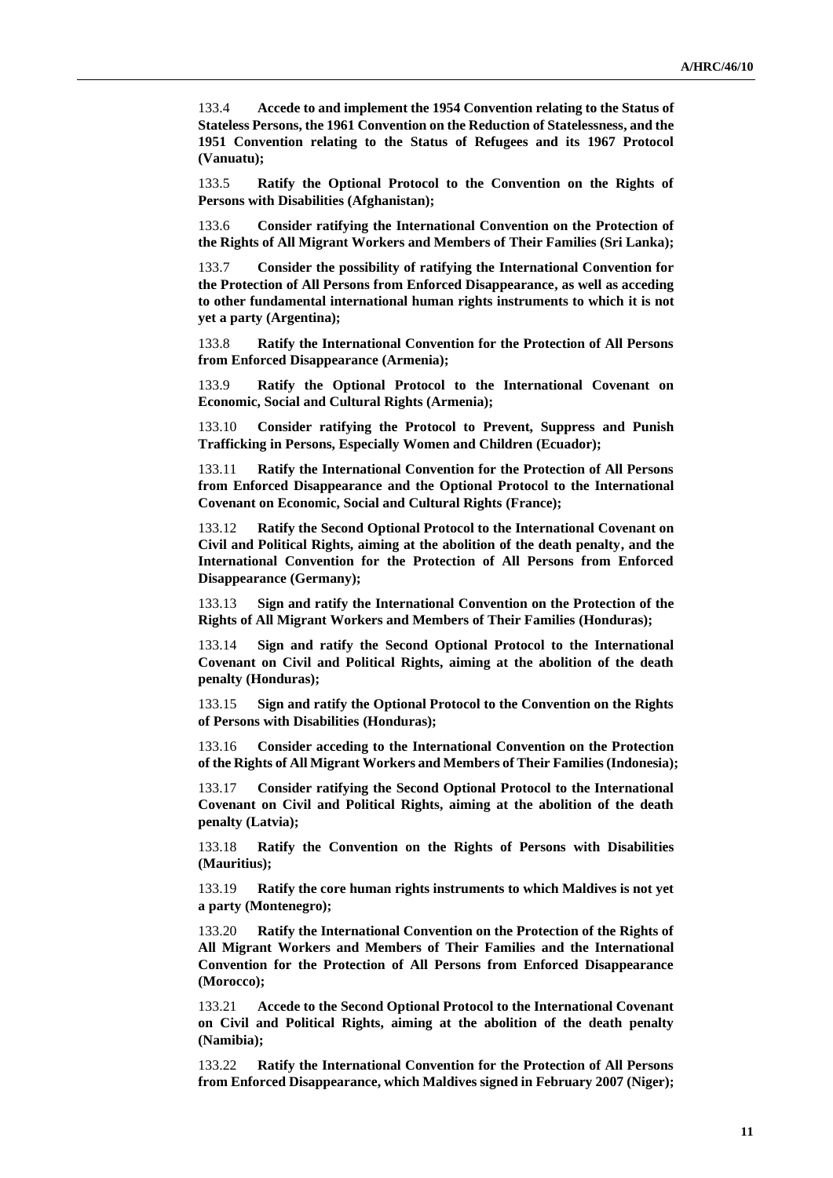133.4 **Accede to and implement the 1954 Convention relating to the Status of Stateless Persons, the 1961 Convention on the Reduction of Statelessness, and the 1951 Convention relating to the Status of Refugees and its 1967 Protocol (Vanuatu);**

133.5 **Ratify the Optional Protocol to the Convention on the Rights of Persons with Disabilities (Afghanistan);**

133.6 **Consider ratifying the International Convention on the Protection of the Rights of All Migrant Workers and Members of Their Families (Sri Lanka);**

133.7 **Consider the possibility of ratifying the International Convention for the Protection of All Persons from Enforced Disappearance, as well as acceding to other fundamental international human rights instruments to which it is not yet a party (Argentina);**

133.8 **Ratify the International Convention for the Protection of All Persons from Enforced Disappearance (Armenia);**

133.9 **Ratify the Optional Protocol to the International Covenant on Economic, Social and Cultural Rights (Armenia);**

133.10 **Consider ratifying the Protocol to Prevent, Suppress and Punish Trafficking in Persons, Especially Women and Children (Ecuador);**

133.11 **Ratify the International Convention for the Protection of All Persons from Enforced Disappearance and the Optional Protocol to the International Covenant on Economic, Social and Cultural Rights (France);**

133.12 **Ratify the Second Optional Protocol to the International Covenant on Civil and Political Rights, aiming at the abolition of the death penalty, and the International Convention for the Protection of All Persons from Enforced Disappearance (Germany);**

133.13 **Sign and ratify the International Convention on the Protection of the Rights of All Migrant Workers and Members of Their Families (Honduras);**

133.14 **Sign and ratify the Second Optional Protocol to the International Covenant on Civil and Political Rights, aiming at the abolition of the death penalty (Honduras);**

133.15 **Sign and ratify the Optional Protocol to the Convention on the Rights of Persons with Disabilities (Honduras);**

133.16 **Consider acceding to the International Convention on the Protection of the Rights of All Migrant Workers and Members of Their Families (Indonesia);**

133.17 **Consider ratifying the Second Optional Protocol to the International Covenant on Civil and Political Rights, aiming at the abolition of the death penalty (Latvia);**

133.18 **Ratify the Convention on the Rights of Persons with Disabilities (Mauritius);**

133.19 **Ratify the core human rights instruments to which Maldives is not yet a party (Montenegro);**

133.20 **Ratify the International Convention on the Protection of the Rights of All Migrant Workers and Members of Their Families and the International Convention for the Protection of All Persons from Enforced Disappearance (Morocco);**

133.21 **Accede to the Second Optional Protocol to the International Covenant on Civil and Political Rights, aiming at the abolition of the death penalty (Namibia);**

133.22 **Ratify the International Convention for the Protection of All Persons from Enforced Disappearance, which Maldives signed in February 2007 (Niger);**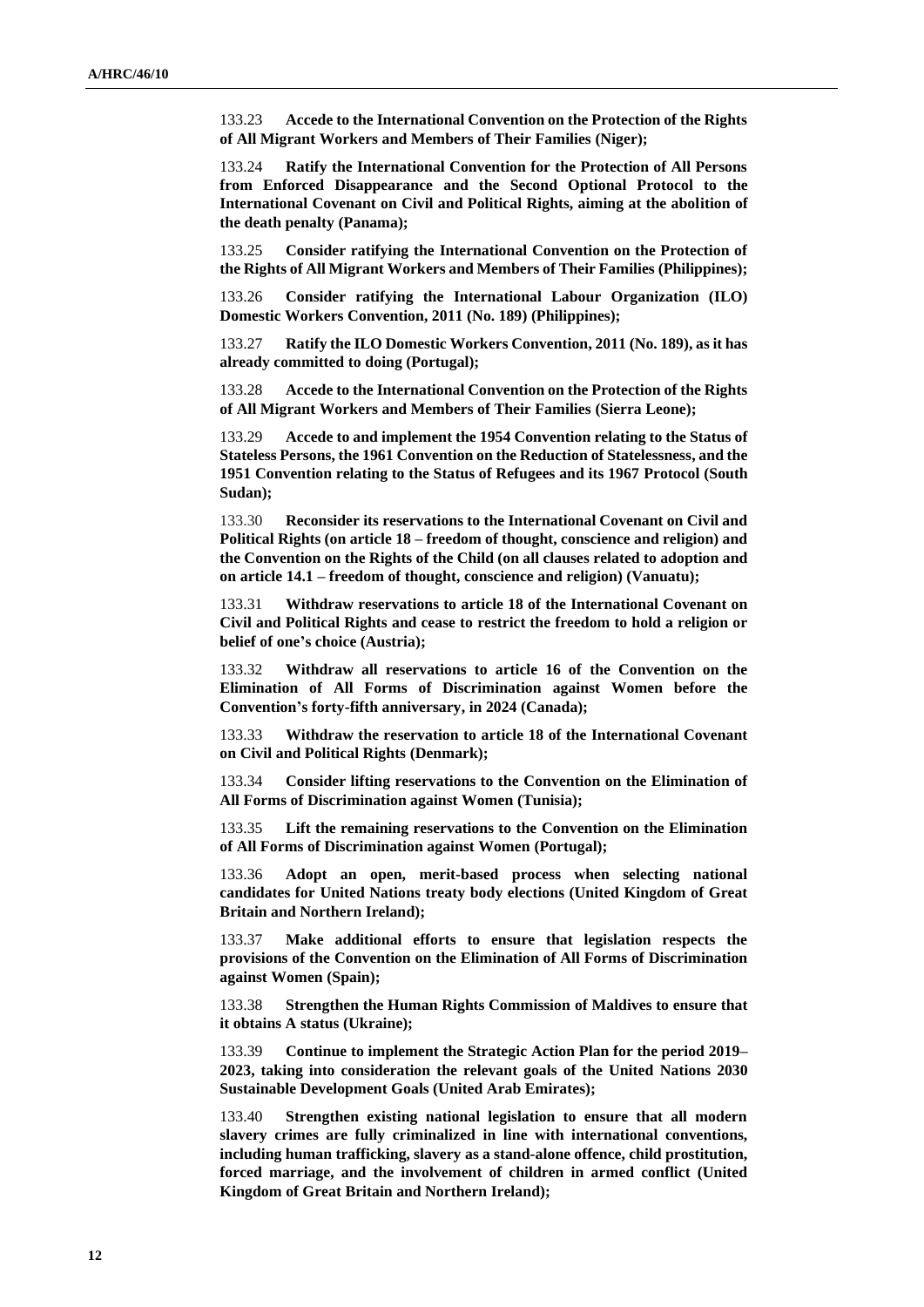133.23 **Accede to the International Convention on the Protection of the Rights of All Migrant Workers and Members of Their Families (Niger);**

133.24 **Ratify the International Convention for the Protection of All Persons from Enforced Disappearance and the Second Optional Protocol to the International Covenant on Civil and Political Rights, aiming at the abolition of the death penalty (Panama);**

133.25 **Consider ratifying the International Convention on the Protection of the Rights of All Migrant Workers and Members of Their Families (Philippines);**

133.26 **Consider ratifying the International Labour Organization (ILO) Domestic Workers Convention, 2011 (No. 189) (Philippines);**

133.27 **Ratify the ILO Domestic Workers Convention, 2011 (No. 189), as it has already committed to doing (Portugal);**

133.28 **Accede to the International Convention on the Protection of the Rights of All Migrant Workers and Members of Their Families (Sierra Leone);**

133.29 **Accede to and implement the 1954 Convention relating to the Status of Stateless Persons, the 1961 Convention on the Reduction of Statelessness, and the 1951 Convention relating to the Status of Refugees and its 1967 Protocol (South Sudan);**

133.30 **Reconsider its reservations to the International Covenant on Civil and Political Rights (on article 18 – freedom of thought, conscience and religion) and the Convention on the Rights of the Child (on all clauses related to adoption and on article 14.1 – freedom of thought, conscience and religion) (Vanuatu);**

133.31 **Withdraw reservations to article 18 of the International Covenant on Civil and Political Rights and cease to restrict the freedom to hold a religion or belief of one's choice (Austria);**

133.32 **Withdraw all reservations to article 16 of the Convention on the Elimination of All Forms of Discrimination against Women before the Convention's forty-fifth anniversary, in 2024 (Canada);**

133.33 **Withdraw the reservation to article 18 of the International Covenant on Civil and Political Rights (Denmark);**

133.34 **Consider lifting reservations to the Convention on the Elimination of All Forms of Discrimination against Women (Tunisia);**

133.35 **Lift the remaining reservations to the Convention on the Elimination of All Forms of Discrimination against Women (Portugal);**

133.36 **Adopt an open, merit-based process when selecting national candidates for United Nations treaty body elections (United Kingdom of Great Britain and Northern Ireland);**

133.37 **Make additional efforts to ensure that legislation respects the provisions of the Convention on the Elimination of All Forms of Discrimination against Women (Spain);**

133.38 **Strengthen the Human Rights Commission of Maldives to ensure that it obtains A status (Ukraine);**

133.39 **Continue to implement the Strategic Action Plan for the period 2019–2023, taking into consideration the relevant goals of the United Nations 2030 Sustainable Development Goals (United Arab Emirates);**

133.40 **Strengthen existing national legislation to ensure that all modern slavery crimes are fully criminalized in line with international conventions, including human trafficking, slavery as a stand-alone offence, child prostitution, forced marriage, and the involvement of children in armed conflict (United Kingdom of Great Britain and Northern Ireland);**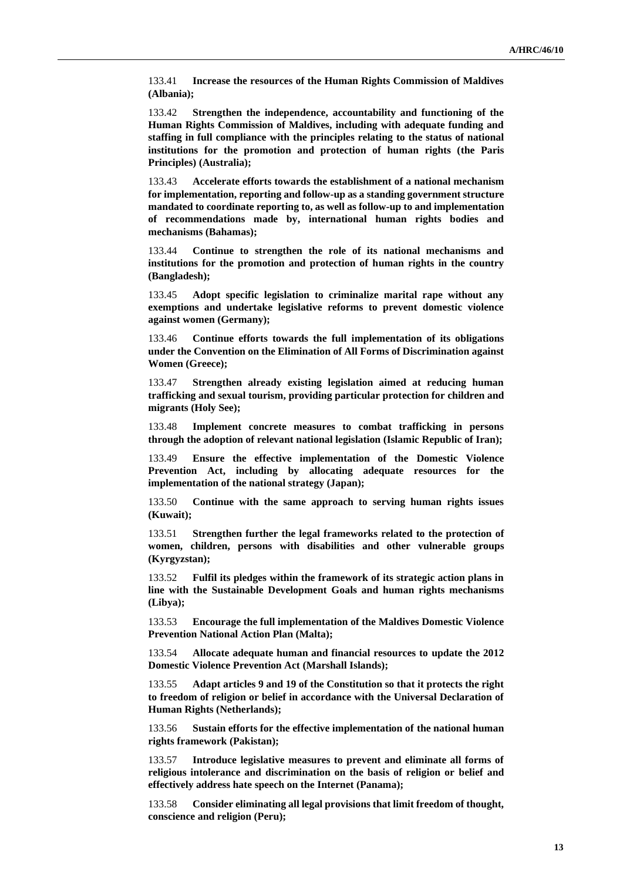133.41 **Increase the resources of the Human Rights Commission of Maldives (Albania);**

133.42 **Strengthen the independence, accountability and functioning of the Human Rights Commission of Maldives, including with adequate funding and staffing in full compliance with the principles relating to the status of national institutions for the promotion and protection of human rights (the Paris Principles) (Australia);**

133.43 **Accelerate efforts towards the establishment of a national mechanism for implementation, reporting and follow-up as a standing government structure mandated to coordinate reporting to, as well as follow-up to and implementation of recommendations made by, international human rights bodies and mechanisms (Bahamas);**

133.44 **Continue to strengthen the role of its national mechanisms and institutions for the promotion and protection of human rights in the country (Bangladesh);**

133.45 **Adopt specific legislation to criminalize marital rape without any exemptions and undertake legislative reforms to prevent domestic violence against women (Germany);**

133.46 **Continue efforts towards the full implementation of its obligations under the Convention on the Elimination of All Forms of Discrimination against Women (Greece);**

133.47 **Strengthen already existing legislation aimed at reducing human trafficking and sexual tourism, providing particular protection for children and migrants (Holy See);**

133.48 **Implement concrete measures to combat trafficking in persons through the adoption of relevant national legislation (Islamic Republic of Iran);**

133.49 **Ensure the effective implementation of the Domestic Violence Prevention Act, including by allocating adequate resources for the implementation of the national strategy (Japan);**

133.50 **Continue with the same approach to serving human rights issues (Kuwait);**

133.51 **Strengthen further the legal frameworks related to the protection of women, children, persons with disabilities and other vulnerable groups (Kyrgyzstan);**

133.52 **Fulfil its pledges within the framework of its strategic action plans in line with the Sustainable Development Goals and human rights mechanisms (Libya);**

133.53 **Encourage the full implementation of the Maldives Domestic Violence Prevention National Action Plan (Malta);**

133.54 **Allocate adequate human and financial resources to update the 2012 Domestic Violence Prevention Act (Marshall Islands);**

133.55 **Adapt articles 9 and 19 of the Constitution so that it protects the right to freedom of religion or belief in accordance with the Universal Declaration of Human Rights (Netherlands);**

133.56 **Sustain efforts for the effective implementation of the national human rights framework (Pakistan);**

133.57 **Introduce legislative measures to prevent and eliminate all forms of religious intolerance and discrimination on the basis of religion or belief and effectively address hate speech on the Internet (Panama);**

133.58 **Consider eliminating all legal provisions that limit freedom of thought, conscience and religion (Peru);**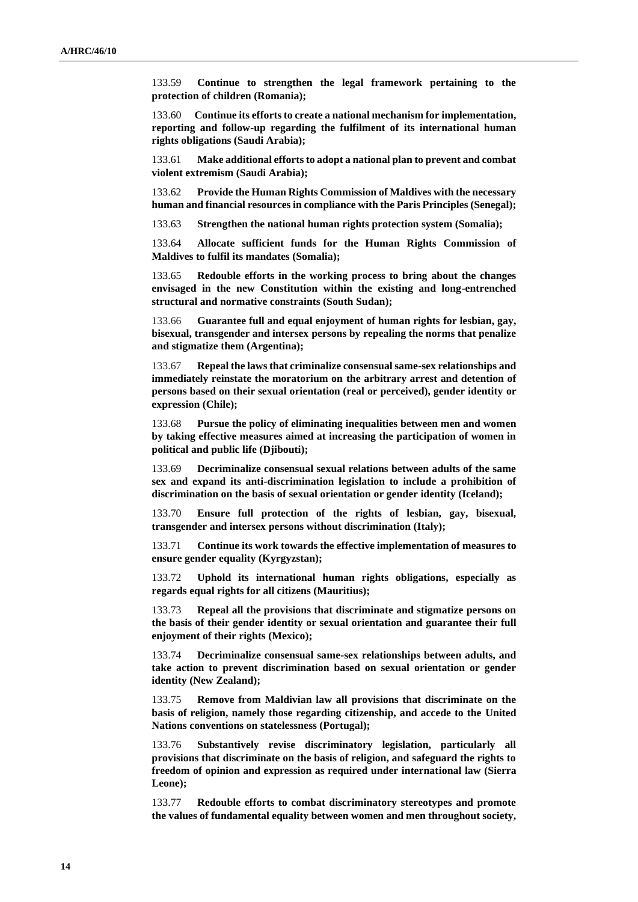133.59 **Continue to strengthen the legal framework pertaining to the protection of children (Romania);**

133.60 **Continue its efforts to create a national mechanism for implementation, reporting and follow-up regarding the fulfilment of its international human rights obligations (Saudi Arabia);**

133.61 **Make additional efforts to adopt a national plan to prevent and combat violent extremism (Saudi Arabia);**

133.62 **Provide the Human Rights Commission of Maldives with the necessary human and financial resources in compliance with the Paris Principles (Senegal);**

133.63 **Strengthen the national human rights protection system (Somalia);**

133.64 **Allocate sufficient funds for the Human Rights Commission of Maldives to fulfil its mandates (Somalia);**

133.65 **Redouble efforts in the working process to bring about the changes envisaged in the new Constitution within the existing and long-entrenched structural and normative constraints (South Sudan);**

133.66 **Guarantee full and equal enjoyment of human rights for lesbian, gay, bisexual, transgender and intersex persons by repealing the norms that penalize and stigmatize them (Argentina);**

133.67 **Repeal the laws that criminalize consensual same-sex relationships and immediately reinstate the moratorium on the arbitrary arrest and detention of persons based on their sexual orientation (real or perceived), gender identity or expression (Chile);**

133.68 **Pursue the policy of eliminating inequalities between men and women by taking effective measures aimed at increasing the participation of women in political and public life (Djibouti);**

133.69 **Decriminalize consensual sexual relations between adults of the same sex and expand its anti-discrimination legislation to include a prohibition of discrimination on the basis of sexual orientation or gender identity (Iceland);**

133.70 **Ensure full protection of the rights of lesbian, gay, bisexual, transgender and intersex persons without discrimination (Italy);**

133.71 **Continue its work towards the effective implementation of measures to ensure gender equality (Kyrgyzstan);**

133.72 **Uphold its international human rights obligations, especially as regards equal rights for all citizens (Mauritius);**

133.73 **Repeal all the provisions that discriminate and stigmatize persons on the basis of their gender identity or sexual orientation and guarantee their full enjoyment of their rights (Mexico);**

133.74 **Decriminalize consensual same-sex relationships between adults, and take action to prevent discrimination based on sexual orientation or gender identity (New Zealand);**

133.75 **Remove from Maldivian law all provisions that discriminate on the basis of religion, namely those regarding citizenship, and accede to the United Nations conventions on statelessness (Portugal);**

133.76 **Substantively revise discriminatory legislation, particularly all provisions that discriminate on the basis of religion, and safeguard the rights to freedom of opinion and expression as required under international law (Sierra Leone);**

133.77 **Redouble efforts to combat discriminatory stereotypes and promote the values of fundamental equality between women and men throughout society,**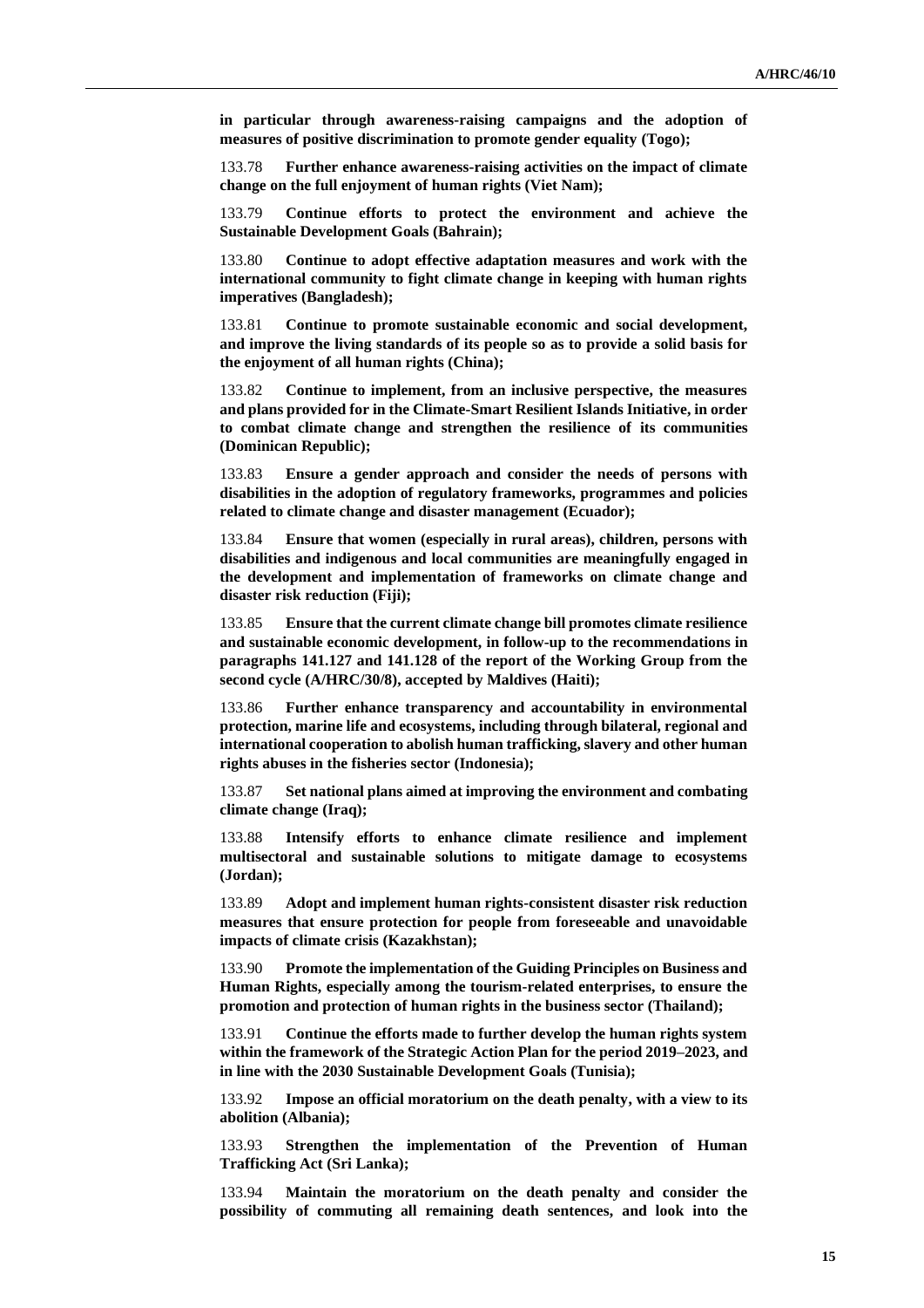**in particular through awareness-raising campaigns and the adoption of measures of positive discrimination to promote gender equality (Togo);**

133.78 **Further enhance awareness-raising activities on the impact of climate change on the full enjoyment of human rights (Viet Nam);**

133.79 **Continue efforts to protect the environment and achieve the Sustainable Development Goals (Bahrain);**

133.80 **Continue to adopt effective adaptation measures and work with the international community to fight climate change in keeping with human rights imperatives (Bangladesh);**

133.81 **Continue to promote sustainable economic and social development, and improve the living standards of its people so as to provide a solid basis for the enjoyment of all human rights (China);**

133.82 **Continue to implement, from an inclusive perspective, the measures and plans provided for in the Climate-Smart Resilient Islands Initiative, in order to combat climate change and strengthen the resilience of its communities (Dominican Republic);**

133.83 **Ensure a gender approach and consider the needs of persons with disabilities in the adoption of regulatory frameworks, programmes and policies related to climate change and disaster management (Ecuador);**

133.84 **Ensure that women (especially in rural areas), children, persons with disabilities and indigenous and local communities are meaningfully engaged in the development and implementation of frameworks on climate change and disaster risk reduction (Fiji);**

133.85 **Ensure that the current climate change bill promotes climate resilience and sustainable economic development, in follow-up to the recommendations in paragraphs 141.127 and 141.128 of the report of the Working Group from the second cycle (A/HRC/30/8), accepted by Maldives (Haiti);**

133.86 **Further enhance transparency and accountability in environmental protection, marine life and ecosystems, including through bilateral, regional and international cooperation to abolish human trafficking, slavery and other human rights abuses in the fisheries sector (Indonesia);**

133.87 **Set national plans aimed at improving the environment and combating climate change (Iraq);**

133.88 **Intensify efforts to enhance climate resilience and implement multisectoral and sustainable solutions to mitigate damage to ecosystems (Jordan);**

133.89 **Adopt and implement human rights-consistent disaster risk reduction measures that ensure protection for people from foreseeable and unavoidable impacts of climate crisis (Kazakhstan);**

133.90 **Promote the implementation of the Guiding Principles on Business and Human Rights, especially among the tourism-related enterprises, to ensure the promotion and protection of human rights in the business sector (Thailand);**

133.91 **Continue the efforts made to further develop the human rights system within the framework of the Strategic Action Plan for the period 2019–2023, and in line with the 2030 Sustainable Development Goals (Tunisia);**

133.92 **Impose an official moratorium on the death penalty, with a view to its abolition (Albania);**

133.93 **Strengthen the implementation of the Prevention of Human Trafficking Act (Sri Lanka);**

133.94 **Maintain the moratorium on the death penalty and consider the possibility of commuting all remaining death sentences, and look into the**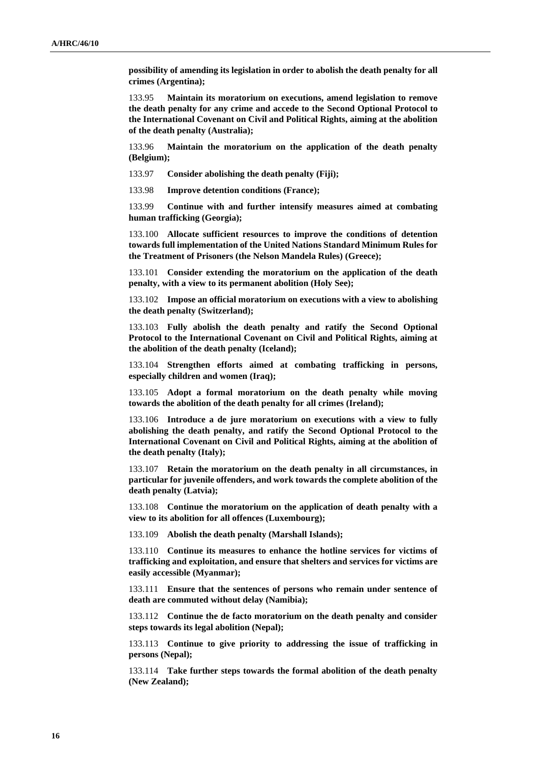**possibility of amending its legislation in order to abolish the death penalty for all crimes (Argentina);**

133.95 **Maintain its moratorium on executions, amend legislation to remove the death penalty for any crime and accede to the Second Optional Protocol to the International Covenant on Civil and Political Rights, aiming at the abolition of the death penalty (Australia);**

133.96 **Maintain the moratorium on the application of the death penalty (Belgium);**

133.97 **Consider abolishing the death penalty (Fiji);**

133.98 **Improve detention conditions (France);**

133.99 **Continue with and further intensify measures aimed at combating human trafficking (Georgia);**

133.100 **Allocate sufficient resources to improve the conditions of detention towards full implementation of the United Nations Standard Minimum Rules for the Treatment of Prisoners (the Nelson Mandela Rules) (Greece);**

133.101 **Consider extending the moratorium on the application of the death penalty, with a view to its permanent abolition (Holy See);**

133.102 **Impose an official moratorium on executions with a view to abolishing the death penalty (Switzerland);**

133.103 **Fully abolish the death penalty and ratify the Second Optional Protocol to the International Covenant on Civil and Political Rights, aiming at the abolition of the death penalty (Iceland);**

133.104 **Strengthen efforts aimed at combating trafficking in persons, especially children and women (Iraq);**

133.105 **Adopt a formal moratorium on the death penalty while moving towards the abolition of the death penalty for all crimes (Ireland);**

133.106 **Introduce a de jure moratorium on executions with a view to fully abolishing the death penalty, and ratify the Second Optional Protocol to the International Covenant on Civil and Political Rights, aiming at the abolition of the death penalty (Italy);**

133.107 **Retain the moratorium on the death penalty in all circumstances, in particular for juvenile offenders, and work towards the complete abolition of the death penalty (Latvia);**

133.108 **Continue the moratorium on the application of death penalty with a view to its abolition for all offences (Luxembourg);**

133.109 **Abolish the death penalty (Marshall Islands);**

133.110 **Continue its measures to enhance the hotline services for victims of trafficking and exploitation, and ensure that shelters and services for victims are easily accessible (Myanmar);**

133.111 **Ensure that the sentences of persons who remain under sentence of death are commuted without delay (Namibia);**

133.112 **Continue the de facto moratorium on the death penalty and consider steps towards its legal abolition (Nepal);**

133.113 **Continue to give priority to addressing the issue of trafficking in persons (Nepal);**

133.114 **Take further steps towards the formal abolition of the death penalty (New Zealand);**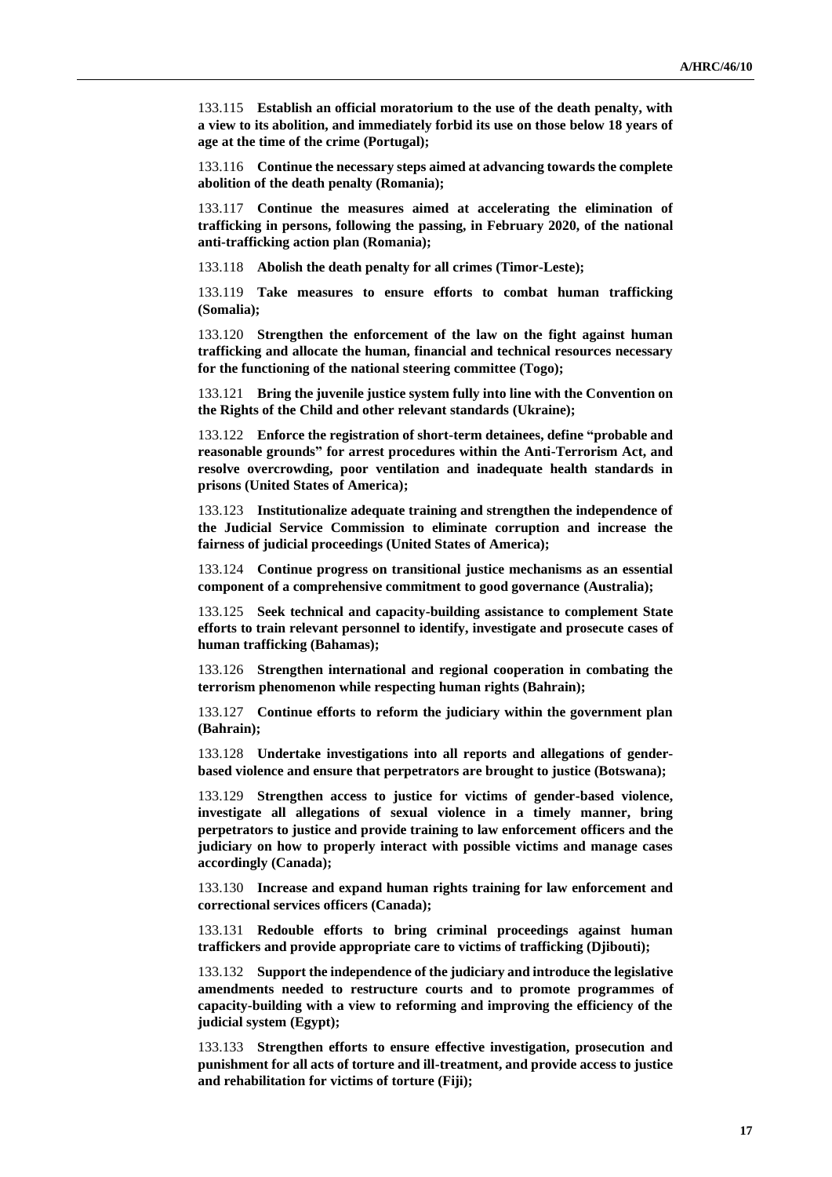133.115 **Establish an official moratorium to the use of the death penalty, with a view to its abolition, and immediately forbid its use on those below 18 years of age at the time of the crime (Portugal);**

133.116 **Continue the necessary steps aimed at advancing towards the complete abolition of the death penalty (Romania);**

133.117 **Continue the measures aimed at accelerating the elimination of trafficking in persons, following the passing, in February 2020, of the national anti-trafficking action plan (Romania);**

133.118 **Abolish the death penalty for all crimes (Timor-Leste);**

133.119 **Take measures to ensure efforts to combat human trafficking (Somalia);**

133.120 **Strengthen the enforcement of the law on the fight against human trafficking and allocate the human, financial and technical resources necessary for the functioning of the national steering committee (Togo);**

133.121 **Bring the juvenile justice system fully into line with the Convention on the Rights of the Child and other relevant standards (Ukraine);**

133.122 **Enforce the registration of short-term detainees, define "probable and reasonable grounds" for arrest procedures within the Anti-Terrorism Act, and resolve overcrowding, poor ventilation and inadequate health standards in prisons (United States of America);**

133.123 **Institutionalize adequate training and strengthen the independence of the Judicial Service Commission to eliminate corruption and increase the fairness of judicial proceedings (United States of America);**

133.124 **Continue progress on transitional justice mechanisms as an essential component of a comprehensive commitment to good governance (Australia);**

133.125 **Seek technical and capacity-building assistance to complement State efforts to train relevant personnel to identify, investigate and prosecute cases of human trafficking (Bahamas);**

133.126 **Strengthen international and regional cooperation in combating the terrorism phenomenon while respecting human rights (Bahrain);**

133.127 **Continue efforts to reform the judiciary within the government plan (Bahrain);**

133.128 **Undertake investigations into all reports and allegations of gender-based violence and ensure that perpetrators are brought to justice (Botswana);**

133.129 **Strengthen access to justice for victims of gender-based violence, investigate all allegations of sexual violence in a timely manner, bring perpetrators to justice and provide training to law enforcement officers and the judiciary on how to properly interact with possible victims and manage cases accordingly (Canada);**

133.130 **Increase and expand human rights training for law enforcement and correctional services officers (Canada);**

133.131 **Redouble efforts to bring criminal proceedings against human traffickers and provide appropriate care to victims of trafficking (Djibouti);**

133.132 **Support the independence of the judiciary and introduce the legislative amendments needed to restructure courts and to promote programmes of capacity-building with a view to reforming and improving the efficiency of the judicial system (Egypt);**

133.133 **Strengthen efforts to ensure effective investigation, prosecution and punishment for all acts of torture and ill-treatment, and provide access to justice and rehabilitation for victims of torture (Fiji);**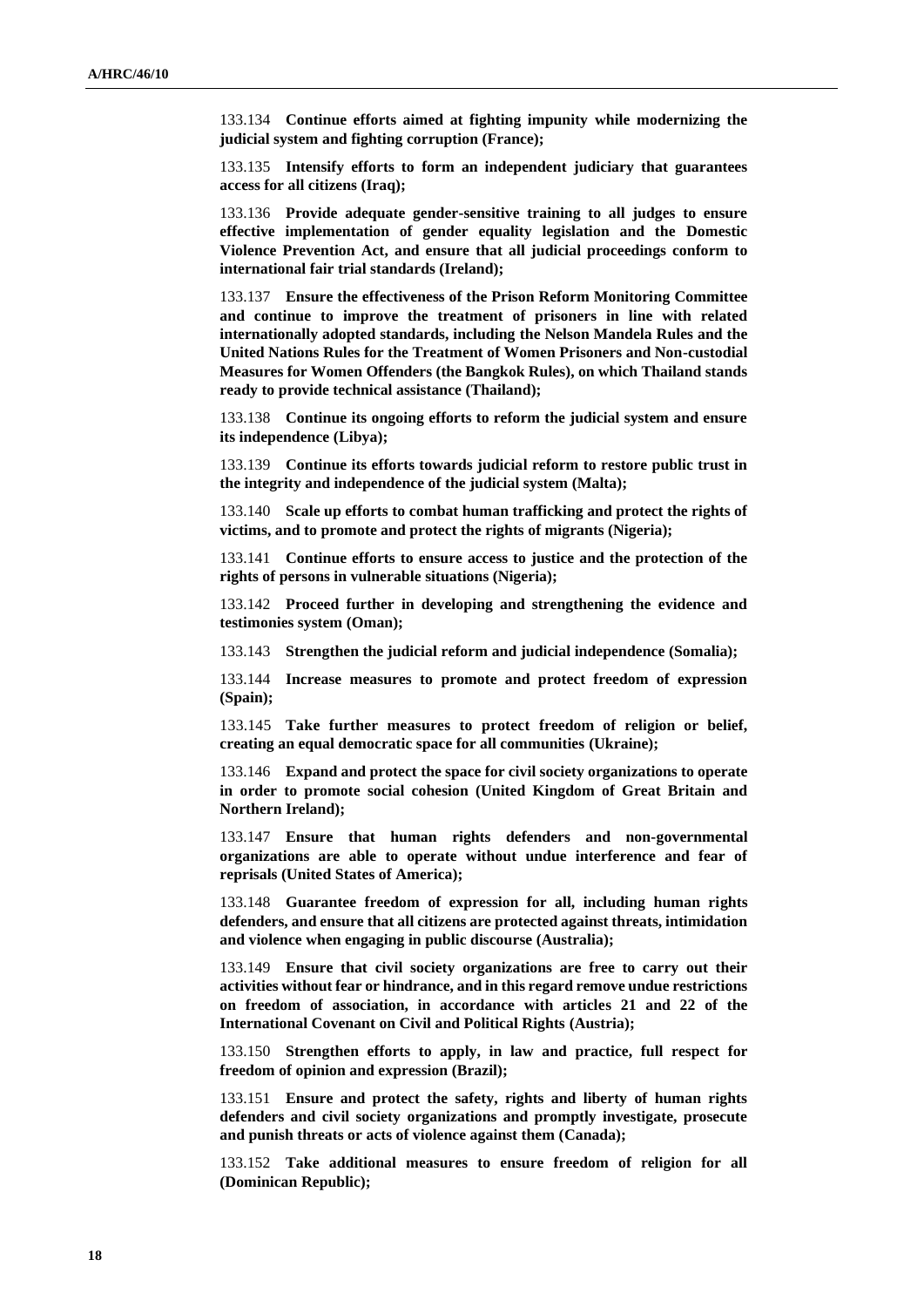133.134 **Continue efforts aimed at fighting impunity while modernizing the judicial system and fighting corruption (France);**

133.135 **Intensify efforts to form an independent judiciary that guarantees access for all citizens (Iraq);**

133.136 **Provide adequate gender-sensitive training to all judges to ensure effective implementation of gender equality legislation and the Domestic Violence Prevention Act, and ensure that all judicial proceedings conform to international fair trial standards (Ireland);**

133.137 **Ensure the effectiveness of the Prison Reform Monitoring Committee and continue to improve the treatment of prisoners in line with related internationally adopted standards, including the Nelson Mandela Rules and the United Nations Rules for the Treatment of Women Prisoners and Non-custodial Measures for Women Offenders (the Bangkok Rules), on which Thailand stands ready to provide technical assistance (Thailand);**

133.138 **Continue its ongoing efforts to reform the judicial system and ensure its independence (Libya);**

133.139 **Continue its efforts towards judicial reform to restore public trust in the integrity and independence of the judicial system (Malta);**

133.140 **Scale up efforts to combat human trafficking and protect the rights of victims, and to promote and protect the rights of migrants (Nigeria);**

133.141 **Continue efforts to ensure access to justice and the protection of the rights of persons in vulnerable situations (Nigeria);**

133.142 **Proceed further in developing and strengthening the evidence and testimonies system (Oman);**

133.143 **Strengthen the judicial reform and judicial independence (Somalia);**

133.144 **Increase measures to promote and protect freedom of expression (Spain);**

133.145 **Take further measures to protect freedom of religion or belief, creating an equal democratic space for all communities (Ukraine);**

133.146 **Expand and protect the space for civil society organizations to operate in order to promote social cohesion (United Kingdom of Great Britain and Northern Ireland);**

133.147 **Ensure that human rights defenders and non-governmental organizations are able to operate without undue interference and fear of reprisals (United States of America);**

133.148 **Guarantee freedom of expression for all, including human rights defenders, and ensure that all citizens are protected against threats, intimidation and violence when engaging in public discourse (Australia);**

133.149 **Ensure that civil society organizations are free to carry out their activities without fear or hindrance, and in this regard remove undue restrictions on freedom of association, in accordance with articles 21 and 22 of the International Covenant on Civil and Political Rights (Austria);**

133.150 **Strengthen efforts to apply, in law and practice, full respect for freedom of opinion and expression (Brazil);**

133.151 **Ensure and protect the safety, rights and liberty of human rights defenders and civil society organizations and promptly investigate, prosecute and punish threats or acts of violence against them (Canada);**

133.152 **Take additional measures to ensure freedom of religion for all (Dominican Republic);**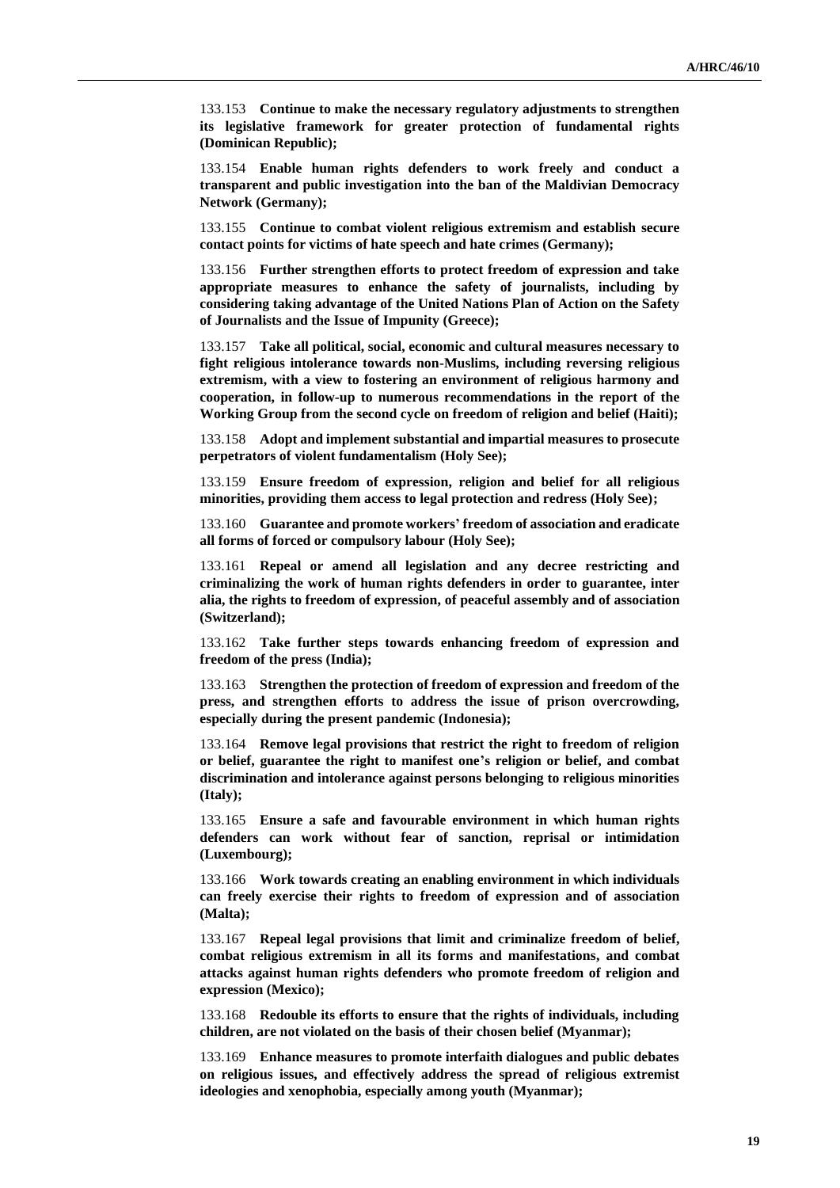133.153 **Continue to make the necessary regulatory adjustments to strengthen its legislative framework for greater protection of fundamental rights (Dominican Republic);**

133.154 **Enable human rights defenders to work freely and conduct a transparent and public investigation into the ban of the Maldivian Democracy Network (Germany);**

133.155 **Continue to combat violent religious extremism and establish secure contact points for victims of hate speech and hate crimes (Germany);**

133.156 **Further strengthen efforts to protect freedom of expression and take appropriate measures to enhance the safety of journalists, including by considering taking advantage of the United Nations Plan of Action on the Safety of Journalists and the Issue of Impunity (Greece);**

133.157 **Take all political, social, economic and cultural measures necessary to fight religious intolerance towards non-Muslims, including reversing religious extremism, with a view to fostering an environment of religious harmony and cooperation, in follow-up to numerous recommendations in the report of the Working Group from the second cycle on freedom of religion and belief (Haiti);**

133.158 **Adopt and implement substantial and impartial measures to prosecute perpetrators of violent fundamentalism (Holy See);**

133.159 **Ensure freedom of expression, religion and belief for all religious minorities, providing them access to legal protection and redress (Holy See);**

133.160 **Guarantee and promote workers' freedom of association and eradicate all forms of forced or compulsory labour (Holy See);**

133.161 **Repeal or amend all legislation and any decree restricting and criminalizing the work of human rights defenders in order to guarantee, inter alia, the rights to freedom of expression, of peaceful assembly and of association (Switzerland);**

133.162 **Take further steps towards enhancing freedom of expression and freedom of the press (India);**

133.163 **Strengthen the protection of freedom of expression and freedom of the press, and strengthen efforts to address the issue of prison overcrowding, especially during the present pandemic (Indonesia);**

133.164 **Remove legal provisions that restrict the right to freedom of religion or belief, guarantee the right to manifest one's religion or belief, and combat discrimination and intolerance against persons belonging to religious minorities (Italy);**

133.165 **Ensure a safe and favourable environment in which human rights defenders can work without fear of sanction, reprisal or intimidation (Luxembourg);**

133.166 **Work towards creating an enabling environment in which individuals can freely exercise their rights to freedom of expression and of association (Malta);**

133.167 **Repeal legal provisions that limit and criminalize freedom of belief, combat religious extremism in all its forms and manifestations, and combat attacks against human rights defenders who promote freedom of religion and expression (Mexico);**

133.168 **Redouble its efforts to ensure that the rights of individuals, including children, are not violated on the basis of their chosen belief (Myanmar);**

133.169 **Enhance measures to promote interfaith dialogues and public debates on religious issues, and effectively address the spread of religious extremist ideologies and xenophobia, especially among youth (Myanmar);**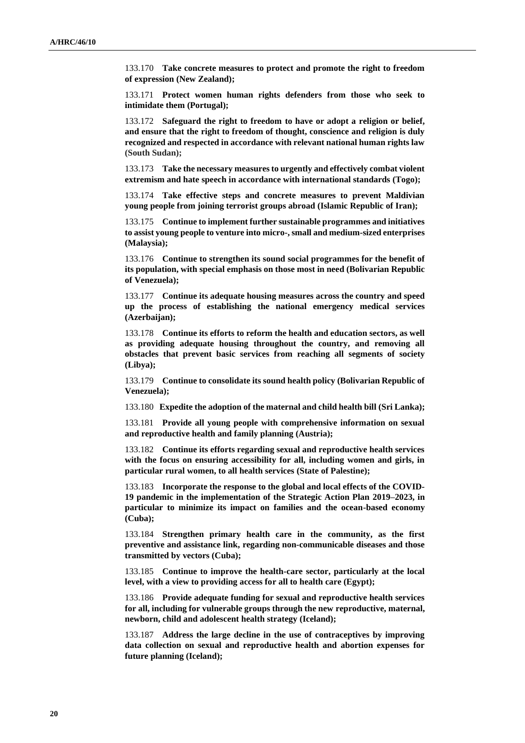133.170 **Take concrete measures to protect and promote the right to freedom of expression (New Zealand);**

133.171 **Protect women human rights defenders from those who seek to intimidate them (Portugal);**

133.172 **Safeguard the right to freedom to have or adopt a religion or belief, and ensure that the right to freedom of thought, conscience and religion is duly recognized and respected in accordance with relevant national human rights law (South Sudan);**

133.173 **Take the necessary measures to urgently and effectively combat violent extremism and hate speech in accordance with international standards (Togo);**

133.174 **Take effective steps and concrete measures to prevent Maldivian young people from joining terrorist groups abroad (Islamic Republic of Iran);**

133.175 **Continue to implement further sustainable programmes and initiatives to assist young people to venture into micro-, small and medium-sized enterprises (Malaysia);**

133.176 **Continue to strengthen its sound social programmes for the benefit of its population, with special emphasis on those most in need (Bolivarian Republic of Venezuela);**

133.177 **Continue its adequate housing measures across the country and speed up the process of establishing the national emergency medical services (Azerbaijan);**

133.178 **Continue its efforts to reform the health and education sectors, as well as providing adequate housing throughout the country, and removing all obstacles that prevent basic services from reaching all segments of society (Libya);**

133.179 **Continue to consolidate its sound health policy (Bolivarian Republic of Venezuela);**

133.180 **Expedite the adoption of the maternal and child health bill (Sri Lanka);**

133.181 **Provide all young people with comprehensive information on sexual and reproductive health and family planning (Austria);**

133.182 **Continue its efforts regarding sexual and reproductive health services with the focus on ensuring accessibility for all, including women and girls, in particular rural women, to all health services (State of Palestine);**

133.183 **Incorporate the response to the global and local effects of the COVID-19 pandemic in the implementation of the Strategic Action Plan 2019–2023, in particular to minimize its impact on families and the ocean-based economy (Cuba);**

133.184 **Strengthen primary health care in the community, as the first preventive and assistance link, regarding non-communicable diseases and those transmitted by vectors (Cuba);**

133.185 **Continue to improve the health-care sector, particularly at the local level, with a view to providing access for all to health care (Egypt);**

133.186 **Provide adequate funding for sexual and reproductive health services for all, including for vulnerable groups through the new reproductive, maternal, newborn, child and adolescent health strategy (Iceland);**

133.187 **Address the large decline in the use of contraceptives by improving data collection on sexual and reproductive health and abortion expenses for future planning (Iceland);**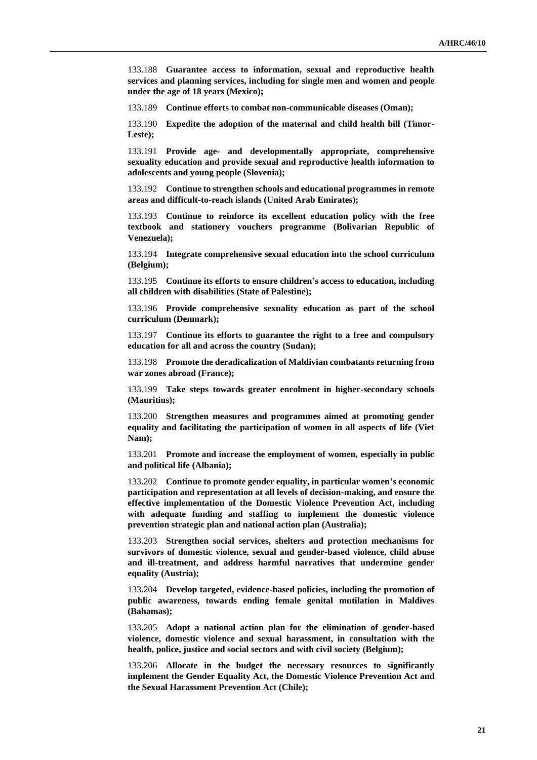133.188 **Guarantee access to information, sexual and reproductive health services and planning services, including for single men and women and people under the age of 18 years (Mexico);**

133.189 **Continue efforts to combat non-communicable diseases (Oman);**

133.190 **Expedite the adoption of the maternal and child health bill (Timor-Leste);**

133.191 **Provide age- and developmentally appropriate, comprehensive sexuality education and provide sexual and reproductive health information to adolescents and young people (Slovenia);**

133.192 **Continue to strengthen schools and educational programmes in remote areas and difficult-to-reach islands (United Arab Emirates);**

133.193 **Continue to reinforce its excellent education policy with the free textbook and stationery vouchers programme (Bolivarian Republic of Venezuela);**

133.194 **Integrate comprehensive sexual education into the school curriculum (Belgium);**

133.195 **Continue its efforts to ensure children's access to education, including all children with disabilities (State of Palestine);**

133.196 **Provide comprehensive sexuality education as part of the school curriculum (Denmark);**

133.197 **Continue its efforts to guarantee the right to a free and compulsory education for all and across the country (Sudan);**

133.198 **Promote the deradicalization of Maldivian combatants returning from war zones abroad (France);**

133.199 **Take steps towards greater enrolment in higher-secondary schools (Mauritius);**

133.200 **Strengthen measures and programmes aimed at promoting gender equality and facilitating the participation of women in all aspects of life (Viet Nam);**

133.201 **Promote and increase the employment of women, especially in public and political life (Albania);**

133.202 **Continue to promote gender equality, in particular women's economic participation and representation at all levels of decision-making, and ensure the effective implementation of the Domestic Violence Prevention Act, including with adequate funding and staffing to implement the domestic violence prevention strategic plan and national action plan (Australia);**

133.203 **Strengthen social services, shelters and protection mechanisms for survivors of domestic violence, sexual and gender-based violence, child abuse and ill-treatment, and address harmful narratives that undermine gender equality (Austria);**

133.204 **Develop targeted, evidence-based policies, including the promotion of public awareness, towards ending female genital mutilation in Maldives (Bahamas);**

133.205 **Adopt a national action plan for the elimination of gender-based violence, domestic violence and sexual harassment, in consultation with the health, police, justice and social sectors and with civil society (Belgium);**

133.206 **Allocate in the budget the necessary resources to significantly implement the Gender Equality Act, the Domestic Violence Prevention Act and the Sexual Harassment Prevention Act (Chile);**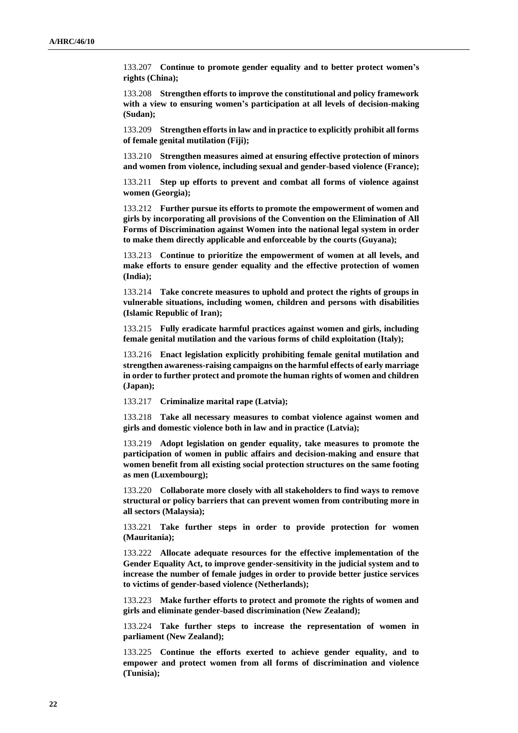133.207 **Continue to promote gender equality and to better protect women's rights (China);**

133.208 **Strengthen efforts to improve the constitutional and policy framework with a view to ensuring women's participation at all levels of decision-making (Sudan);**

133.209 **Strengthen efforts in law and in practice to explicitly prohibit all forms of female genital mutilation (Fiji);**

133.210 **Strengthen measures aimed at ensuring effective protection of minors and women from violence, including sexual and gender-based violence (France);**

133.211 **Step up efforts to prevent and combat all forms of violence against women (Georgia);**

133.212 **Further pursue its efforts to promote the empowerment of women and girls by incorporating all provisions of the Convention on the Elimination of All Forms of Discrimination against Women into the national legal system in order to make them directly applicable and enforceable by the courts (Guyana);**

133.213 **Continue to prioritize the empowerment of women at all levels, and make efforts to ensure gender equality and the effective protection of women (India);**

133.214 **Take concrete measures to uphold and protect the rights of groups in vulnerable situations, including women, children and persons with disabilities (Islamic Republic of Iran);**

133.215 **Fully eradicate harmful practices against women and girls, including female genital mutilation and the various forms of child exploitation (Italy);**

133.216 **Enact legislation explicitly prohibiting female genital mutilation and strengthen awareness-raising campaigns on the harmful effects of early marriage in order to further protect and promote the human rights of women and children (Japan);**

133.217 **Criminalize marital rape (Latvia);**

133.218 **Take all necessary measures to combat violence against women and girls and domestic violence both in law and in practice (Latvia);**

133.219 **Adopt legislation on gender equality, take measures to promote the participation of women in public affairs and decision-making and ensure that women benefit from all existing social protection structures on the same footing as men (Luxembourg);**

133.220 **Collaborate more closely with all stakeholders to find ways to remove structural or policy barriers that can prevent women from contributing more in all sectors (Malaysia);**

133.221 **Take further steps in order to provide protection for women (Mauritania);**

133.222 **Allocate adequate resources for the effective implementation of the Gender Equality Act, to improve gender-sensitivity in the judicial system and to increase the number of female judges in order to provide better justice services to victims of gender-based violence (Netherlands);**

133.223 **Make further efforts to protect and promote the rights of women and girls and eliminate gender-based discrimination (New Zealand);**

133.224 **Take further steps to increase the representation of women in parliament (New Zealand);**

133.225 **Continue the efforts exerted to achieve gender equality, and to empower and protect women from all forms of discrimination and violence (Tunisia);**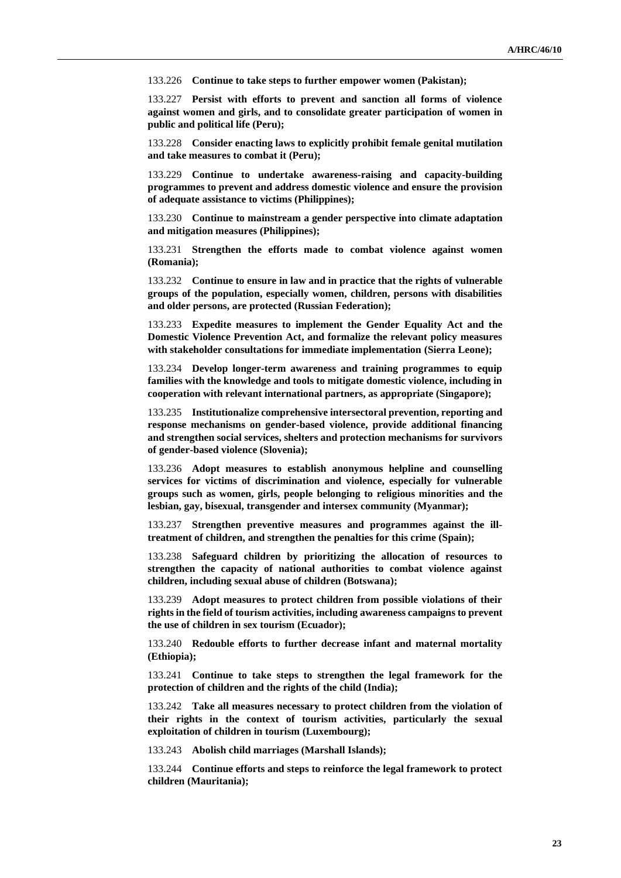133.226 **Continue to take steps to further empower women (Pakistan);**

133.227 **Persist with efforts to prevent and sanction all forms of violence against women and girls, and to consolidate greater participation of women in public and political life (Peru);**

133.228 **Consider enacting laws to explicitly prohibit female genital mutilation and take measures to combat it (Peru);**

133.229 **Continue to undertake awareness-raising and capacity-building programmes to prevent and address domestic violence and ensure the provision of adequate assistance to victims (Philippines);**

133.230 **Continue to mainstream a gender perspective into climate adaptation and mitigation measures (Philippines);**

133.231 **Strengthen the efforts made to combat violence against women (Romania);**

133.232 **Continue to ensure in law and in practice that the rights of vulnerable groups of the population, especially women, children, persons with disabilities and older persons, are protected (Russian Federation);**

133.233 **Expedite measures to implement the Gender Equality Act and the Domestic Violence Prevention Act, and formalize the relevant policy measures with stakeholder consultations for immediate implementation (Sierra Leone);**

133.234 **Develop longer-term awareness and training programmes to equip families with the knowledge and tools to mitigate domestic violence, including in cooperation with relevant international partners, as appropriate (Singapore);**

133.235 **Institutionalize comprehensive intersectoral prevention, reporting and response mechanisms on gender-based violence, provide additional financing and strengthen social services, shelters and protection mechanisms for survivors of gender-based violence (Slovenia);**

133.236 **Adopt measures to establish anonymous helpline and counselling services for victims of discrimination and violence, especially for vulnerable groups such as women, girls, people belonging to religious minorities and the lesbian, gay, bisexual, transgender and intersex community (Myanmar);**

133.237 **Strengthen preventive measures and programmes against the ill-treatment of children, and strengthen the penalties for this crime (Spain);**

133.238 **Safeguard children by prioritizing the allocation of resources to strengthen the capacity of national authorities to combat violence against children, including sexual abuse of children (Botswana);**

133.239 **Adopt measures to protect children from possible violations of their rights in the field of tourism activities, including awareness campaigns to prevent the use of children in sex tourism (Ecuador);**

133.240 **Redouble efforts to further decrease infant and maternal mortality (Ethiopia);**

133.241 **Continue to take steps to strengthen the legal framework for the protection of children and the rights of the child (India);**

133.242 **Take all measures necessary to protect children from the violation of their rights in the context of tourism activities, particularly the sexual exploitation of children in tourism (Luxembourg);**

133.243 **Abolish child marriages (Marshall Islands);**

133.244 **Continue efforts and steps to reinforce the legal framework to protect children (Mauritania);**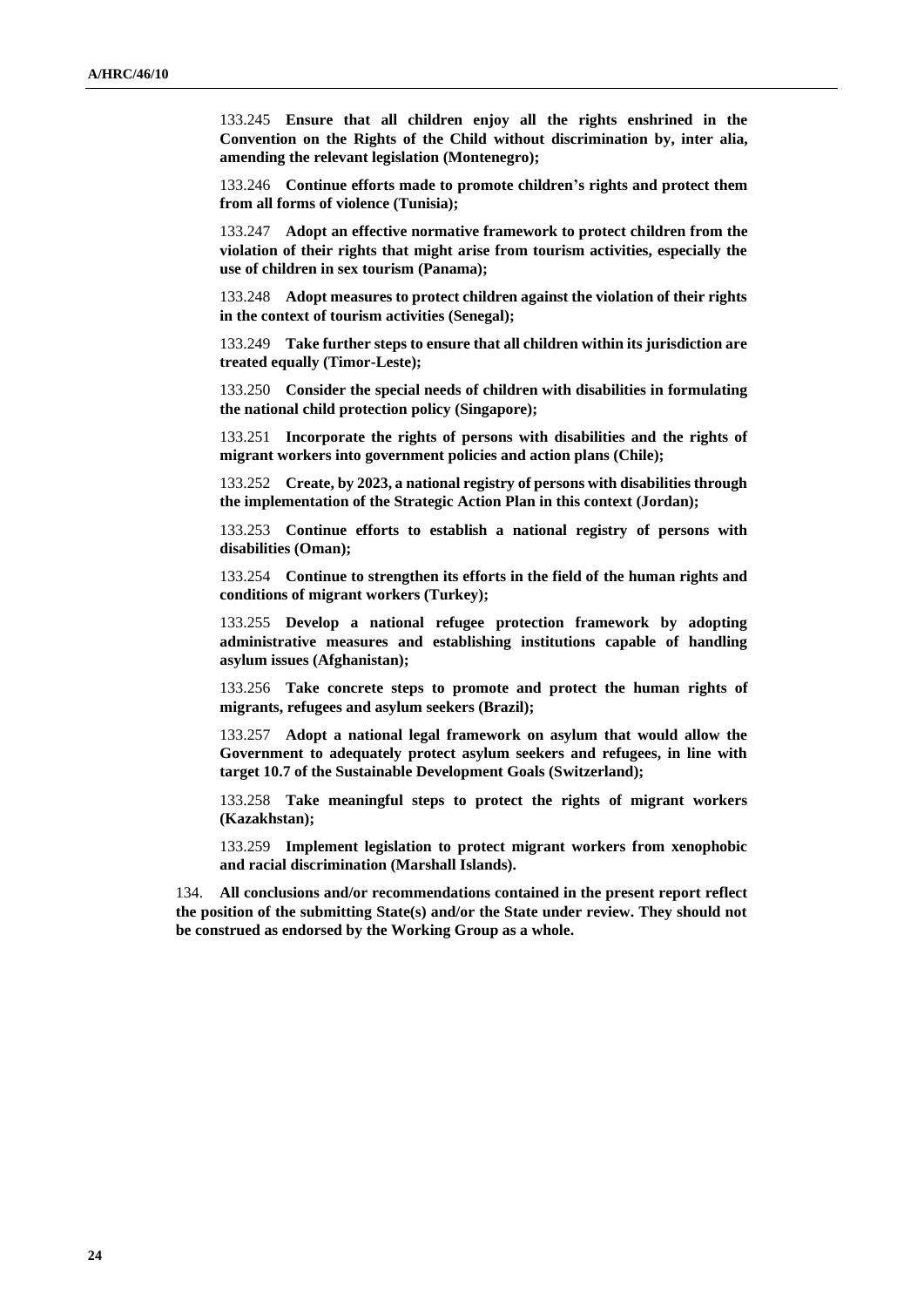133.245 **Ensure that all children enjoy all the rights enshrined in the Convention on the Rights of the Child without discrimination by, inter alia, amending the relevant legislation (Montenegro);**

133.246 **Continue efforts made to promote children's rights and protect them from all forms of violence (Tunisia);**

133.247 **Adopt an effective normative framework to protect children from the violation of their rights that might arise from tourism activities, especially the use of children in sex tourism (Panama);**

133.248 **Adopt measures to protect children against the violation of their rights in the context of tourism activities (Senegal);**

133.249 **Take further steps to ensure that all children within its jurisdiction are treated equally (Timor-Leste);**

133.250 **Consider the special needs of children with disabilities in formulating the national child protection policy (Singapore);**

133.251 **Incorporate the rights of persons with disabilities and the rights of migrant workers into government policies and action plans (Chile);**

133.252 **Create, by 2023, a national registry of persons with disabilities through the implementation of the Strategic Action Plan in this context (Jordan);**

133.253 **Continue efforts to establish a national registry of persons with disabilities (Oman);**

133.254 **Continue to strengthen its efforts in the field of the human rights and conditions of migrant workers (Turkey);**

133.255 **Develop a national refugee protection framework by adopting administrative measures and establishing institutions capable of handling asylum issues (Afghanistan);**

133.256 **Take concrete steps to promote and protect the human rights of migrants, refugees and asylum seekers (Brazil);**

133.257 **Adopt a national legal framework on asylum that would allow the Government to adequately protect asylum seekers and refugees, in line with target 10.7 of the Sustainable Development Goals (Switzerland);**

133.258 **Take meaningful steps to protect the rights of migrant workers (Kazakhstan);**

133.259 **Implement legislation to protect migrant workers from xenophobic and racial discrimination (Marshall Islands).**

134. **All conclusions and/or recommendations contained in the present report reflect the position of the submitting State(s) and/or the State under review. They should not be construed as endorsed by the Working Group as a whole.**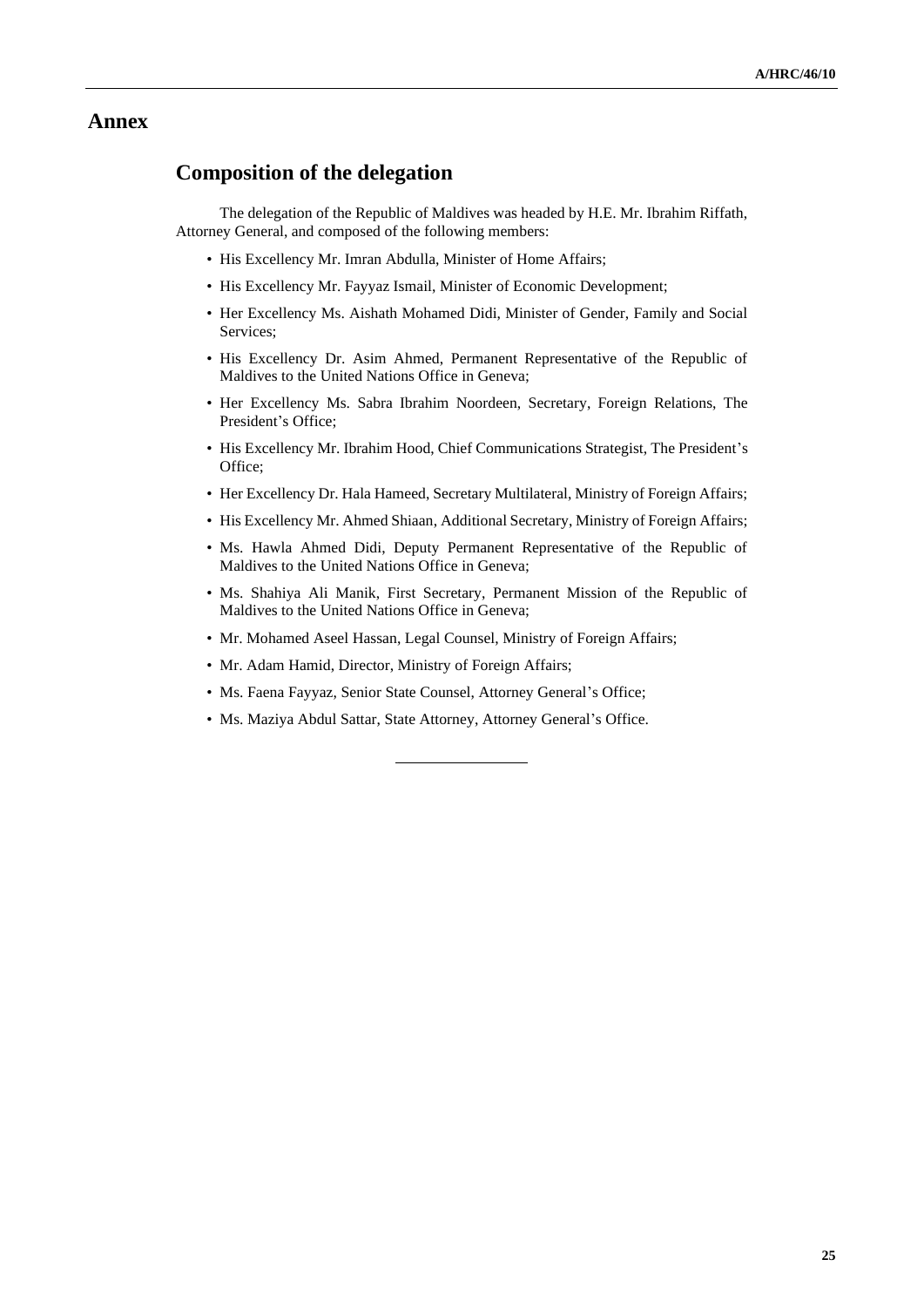# Annex

## Composition of the delegation

The delegation of the Republic of Maldives was headed by H.E. Mr. Ibrahim Riffath, Attorney General, and composed of the following members:

- His Excellency Mr. Imran Abdulla, Minister of Home Affairs;
- His Excellency Mr. Fayyaz Ismail, Minister of Economic Development;
- Her Excellency Ms. Aishath Mohamed Didi, Minister of Gender, Family and Social Services;
- His Excellency Dr. Asim Ahmed, Permanent Representative of the Republic of Maldives to the United Nations Office in Geneva;
- Her Excellency Ms. Sabra Ibrahim Noordeen, Secretary, Foreign Relations, The President's Office;
- His Excellency Mr. Ibrahim Hood, Chief Communications Strategist, The President's Office;
- Her Excellency Dr. Hala Hameed, Secretary Multilateral, Ministry of Foreign Affairs;
- His Excellency Mr. Ahmed Shiaan, Additional Secretary, Ministry of Foreign Affairs;
- Ms. Hawla Ahmed Didi, Deputy Permanent Representative of the Republic of Maldives to the United Nations Office in Geneva;
- Ms. Shahiya Ali Manik, First Secretary, Permanent Mission of the Republic of Maldives to the United Nations Office in Geneva;
- Mr. Mohamed Aseel Hassan, Legal Counsel, Ministry of Foreign Affairs;
- Mr. Adam Hamid, Director, Ministry of Foreign Affairs;
- Ms. Faena Fayyaz, Senior State Counsel, Attorney General's Office;
- Ms. Maziya Abdul Sattar, State Attorney, Attorney General's Office.